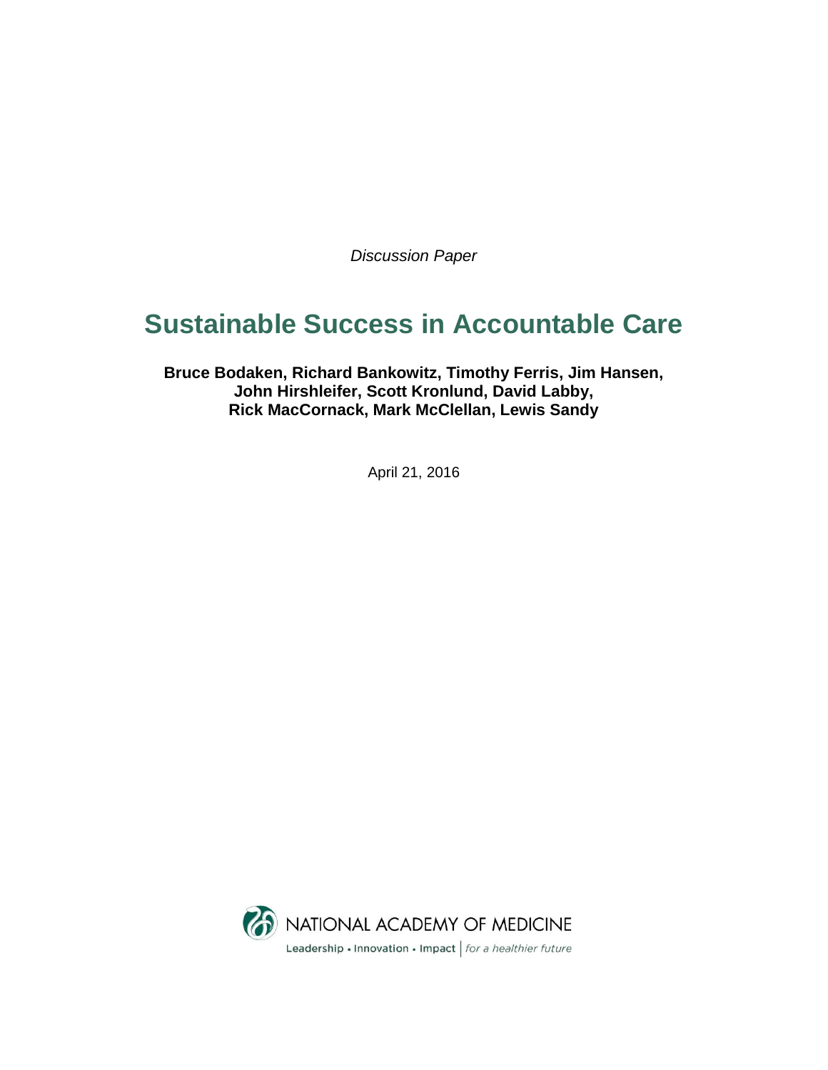*Discussion Paper*

# Sustainable Success in Accountable Care

**Bruce Bodaken, Richard Bankowitz, Timothy Ferris, Jim Hansen, John Hirshleifer, Scott Kronlund, David Labby, Rick MacCornack, Mark McClellan, Lewis Sandy**

April 21, 2016

NATIONAL ACADEMY OF MEDICINE

Leadership • Innovation • Impact | *for a healthier future*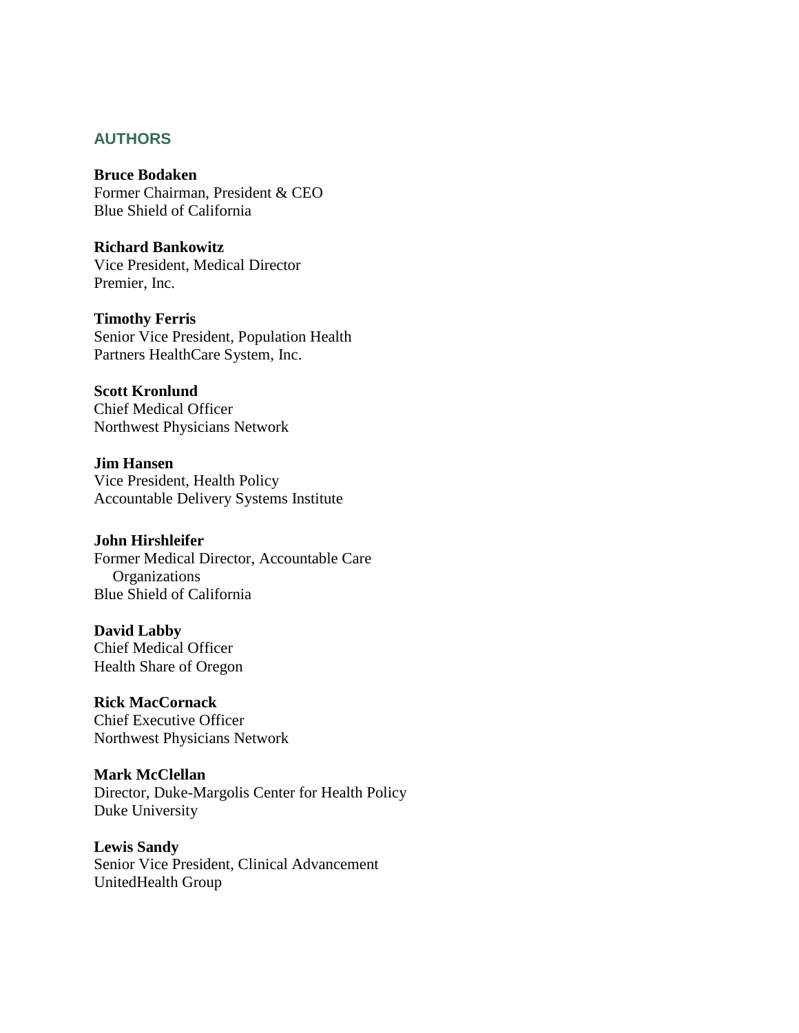## AUTHORS

**Bruce Bodaken**
Former Chairman, President & CEO
Blue Shield of California

**Richard Bankowitz**
Vice President, Medical Director
Premier, Inc.

**Timothy Ferris**
Senior Vice President, Population Health
Partners HealthCare System, Inc.

**Scott Kronlund**
Chief Medical Officer
Northwest Physicians Network

**Jim Hansen**
Vice President, Health Policy
Accountable Delivery Systems Institute

**John Hirshleifer**
Former Medical Director, Accountable Care Organizations
Blue Shield of California

**David Labby**
Chief Medical Officer
Health Share of Oregon

**Rick MacCornack**
Chief Executive Officer
Northwest Physicians Network

**Mark McClellan**
Director, Duke-Margolis Center for Health Policy
Duke University

**Lewis Sandy**
Senior Vice President, Clinical Advancement
UnitedHealth Group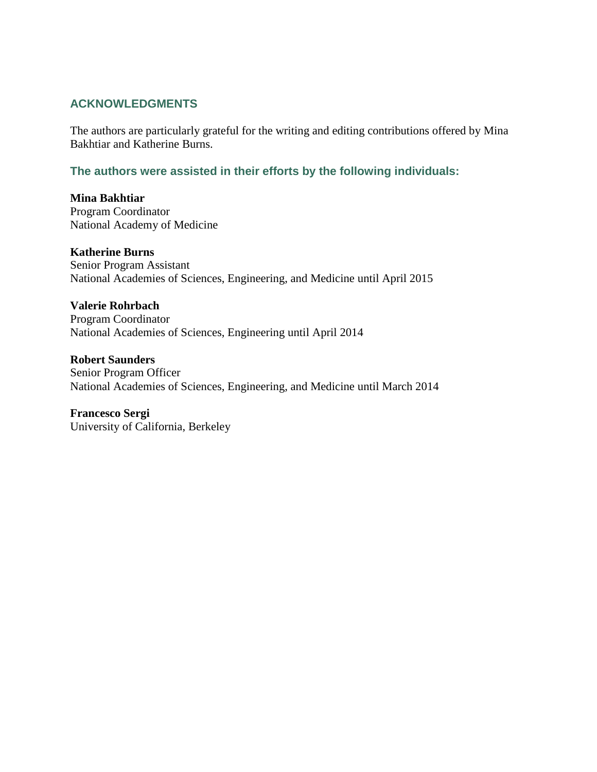## ACKNOWLEDGMENTS

The authors are particularly grateful for the writing and editing contributions offered by Mina Bakhtiar and Katherine Burns.

### The authors were assisted in their efforts by the following individuals:

**Mina Bakhtiar**
Program Coordinator
National Academy of Medicine

**Katherine Burns**
Senior Program Assistant
National Academies of Sciences, Engineering, and Medicine until April 2015

**Valerie Rohrbach**
Program Coordinator
National Academies of Sciences, Engineering until April 2014

**Robert Saunders**
Senior Program Officer
National Academies of Sciences, Engineering, and Medicine until March 2014

**Francesco Sergi**
University of California, Berkeley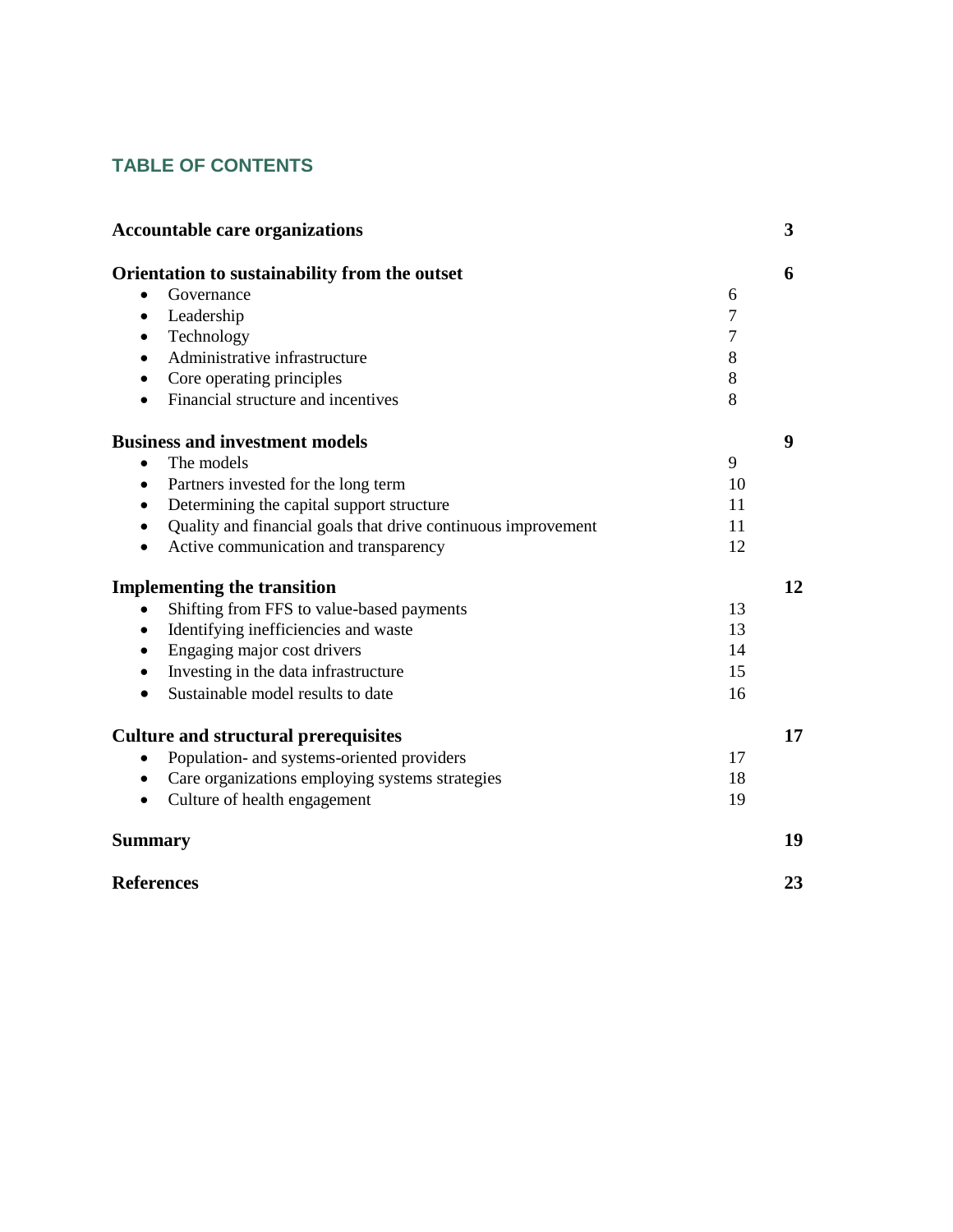## TABLE OF CONTENTS

| | | |
|---|---|---|
| **Accountable care organizations** | | **3** |
| **Orientation to sustainability from the outset** | | **6** |
| • Governance | 6 | |
| • Leadership | 7 | |
| • Technology | 7 | |
| • Administrative infrastructure | 8 | |
| • Core operating principles | 8 | |
| • Financial structure and incentives | 8 | |
| **Business and investment models** | | **9** |
| • The models | 9 | |
| • Partners invested for the long term | 10 | |
| • Determining the capital support structure | 11 | |
| • Quality and financial goals that drive continuous improvement | 11 | |
| • Active communication and transparency | 12 | |
| **Implementing the transition** | | **12** |
| • Shifting from FFS to value-based payments | 13 | |
| • Identifying inefficiencies and waste | 13 | |
| • Engaging major cost drivers | 14 | |
| • Investing in the data infrastructure | 15 | |
| • Sustainable model results to date | 16 | |
| **Culture and structural prerequisites** | | **17** |
| • Population- and systems-oriented providers | 17 | |
| • Care organizations employing systems strategies | 18 | |
| • Culture of health engagement | 19 | |
| **Summary** | | **19** |
| **References** | | **23** |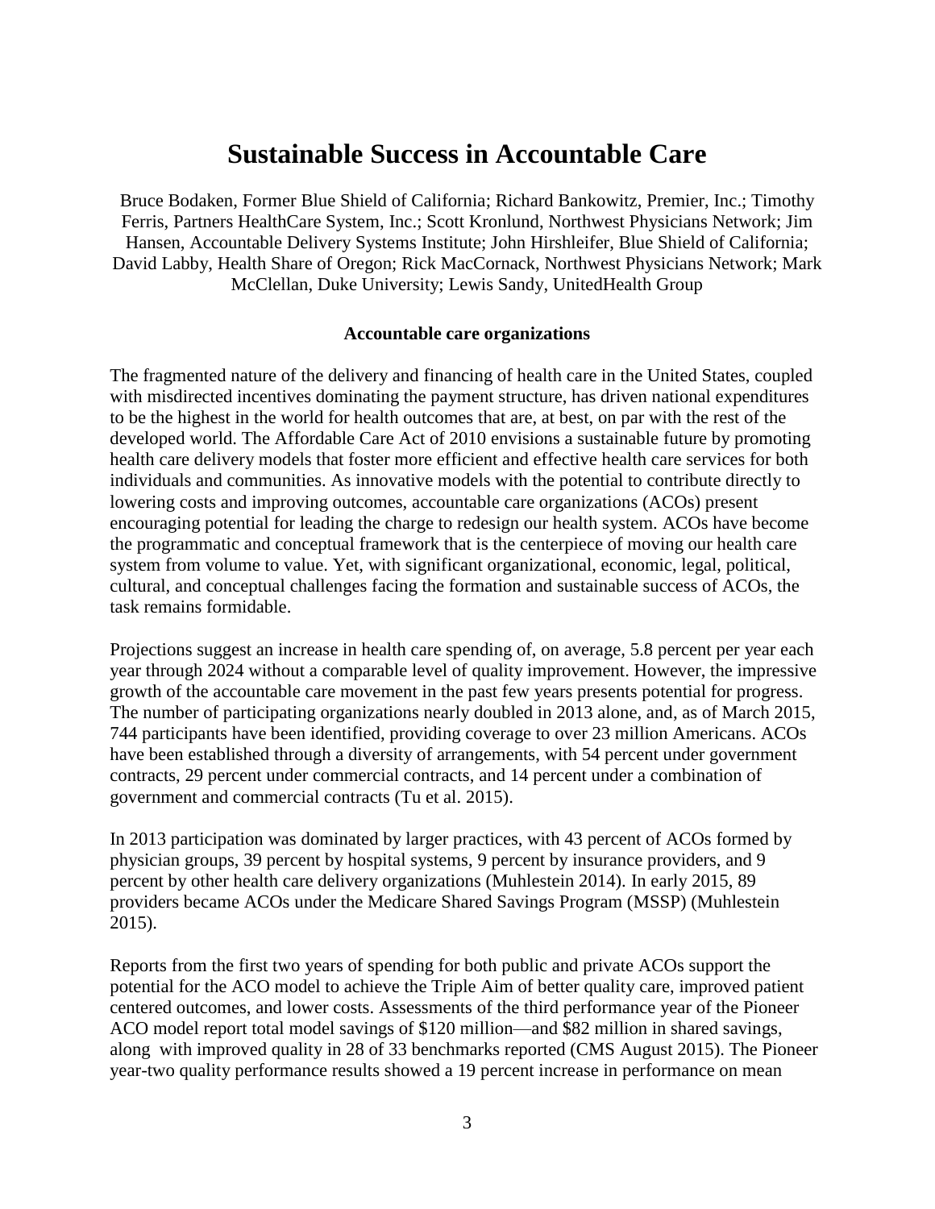# Sustainable Success in Accountable Care

Bruce Bodaken, Former Blue Shield of California; Richard Bankowitz, Premier, Inc.; Timothy Ferris, Partners HealthCare System, Inc.; Scott Kronlund, Northwest Physicians Network; Jim Hansen, Accountable Delivery Systems Institute; John Hirshleifer, Blue Shield of California; David Labby, Health Share of Oregon; Rick MacCornack, Northwest Physicians Network; Mark McClellan, Duke University; Lewis Sandy, UnitedHealth Group

## Accountable care organizations

The fragmented nature of the delivery and financing of health care in the United States, coupled with misdirected incentives dominating the payment structure, has driven national expenditures to be the highest in the world for health outcomes that are, at best, on par with the rest of the developed world. The Affordable Care Act of 2010 envisions a sustainable future by promoting health care delivery models that foster more efficient and effective health care services for both individuals and communities. As innovative models with the potential to contribute directly to lowering costs and improving outcomes, accountable care organizations (ACOs) present encouraging potential for leading the charge to redesign our health system. ACOs have become the programmatic and conceptual framework that is the centerpiece of moving our health care system from volume to value. Yet, with significant organizational, economic, legal, political, cultural, and conceptual challenges facing the formation and sustainable success of ACOs, the task remains formidable.

Projections suggest an increase in health care spending of, on average, 5.8 percent per year each year through 2024 without a comparable level of quality improvement. However, the impressive growth of the accountable care movement in the past few years presents potential for progress. The number of participating organizations nearly doubled in 2013 alone, and, as of March 2015, 744 participants have been identified, providing coverage to over 23 million Americans. ACOs have been established through a diversity of arrangements, with 54 percent under government contracts, 29 percent under commercial contracts, and 14 percent under a combination of government and commercial contracts (Tu et al. 2015).

In 2013 participation was dominated by larger practices, with 43 percent of ACOs formed by physician groups, 39 percent by hospital systems, 9 percent by insurance providers, and 9 percent by other health care delivery organizations (Muhlestein 2014). In early 2015, 89 providers became ACOs under the Medicare Shared Savings Program (MSSP) (Muhlestein 2015).

Reports from the first two years of spending for both public and private ACOs support the potential for the ACO model to achieve the Triple Aim of better quality care, improved patient centered outcomes, and lower costs. Assessments of the third performance year of the Pioneer ACO model report total model savings of $120 million—and $82 million in shared savings, along with improved quality in 28 of 33 benchmarks reported (CMS August 2015). The Pioneer year-two quality performance results showed a 19 percent increase in performance on mean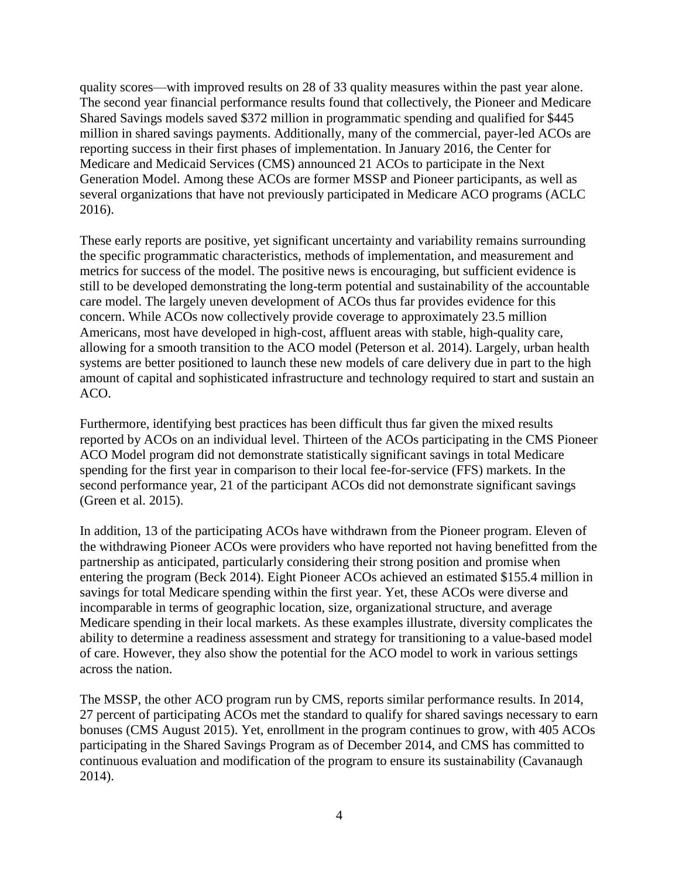quality scores—with improved results on 28 of 33 quality measures within the past year alone. The second year financial performance results found that collectively, the Pioneer and Medicare Shared Savings models saved $372 million in programmatic spending and qualified for $445 million in shared savings payments. Additionally, many of the commercial, payer-led ACOs are reporting success in their first phases of implementation. In January 2016, the Center for Medicare and Medicaid Services (CMS) announced 21 ACOs to participate in the Next Generation Model. Among these ACOs are former MSSP and Pioneer participants, as well as several organizations that have not previously participated in Medicare ACO programs (ACLC 2016).

These early reports are positive, yet significant uncertainty and variability remains surrounding the specific programmatic characteristics, methods of implementation, and measurement and metrics for success of the model. The positive news is encouraging, but sufficient evidence is still to be developed demonstrating the long-term potential and sustainability of the accountable care model. The largely uneven development of ACOs thus far provides evidence for this concern. While ACOs now collectively provide coverage to approximately 23.5 million Americans, most have developed in high-cost, affluent areas with stable, high-quality care, allowing for a smooth transition to the ACO model (Peterson et al. 2014). Largely, urban health systems are better positioned to launch these new models of care delivery due in part to the high amount of capital and sophisticated infrastructure and technology required to start and sustain an ACO.

Furthermore, identifying best practices has been difficult thus far given the mixed results reported by ACOs on an individual level. Thirteen of the ACOs participating in the CMS Pioneer ACO Model program did not demonstrate statistically significant savings in total Medicare spending for the first year in comparison to their local fee-for-service (FFS) markets. In the second performance year, 21 of the participant ACOs did not demonstrate significant savings (Green et al. 2015).

In addition, 13 of the participating ACOs have withdrawn from the Pioneer program. Eleven of the withdrawing Pioneer ACOs were providers who have reported not having benefitted from the partnership as anticipated, particularly considering their strong position and promise when entering the program (Beck 2014). Eight Pioneer ACOs achieved an estimated $155.4 million in savings for total Medicare spending within the first year. Yet, these ACOs were diverse and incomparable in terms of geographic location, size, organizational structure, and average Medicare spending in their local markets. As these examples illustrate, diversity complicates the ability to determine a readiness assessment and strategy for transitioning to a value-based model of care. However, they also show the potential for the ACO model to work in various settings across the nation.

The MSSP, the other ACO program run by CMS, reports similar performance results. In 2014, 27 percent of participating ACOs met the standard to qualify for shared savings necessary to earn bonuses (CMS August 2015). Yet, enrollment in the program continues to grow, with 405 ACOs participating in the Shared Savings Program as of December 2014, and CMS has committed to continuous evaluation and modification of the program to ensure its sustainability (Cavanaugh 2014).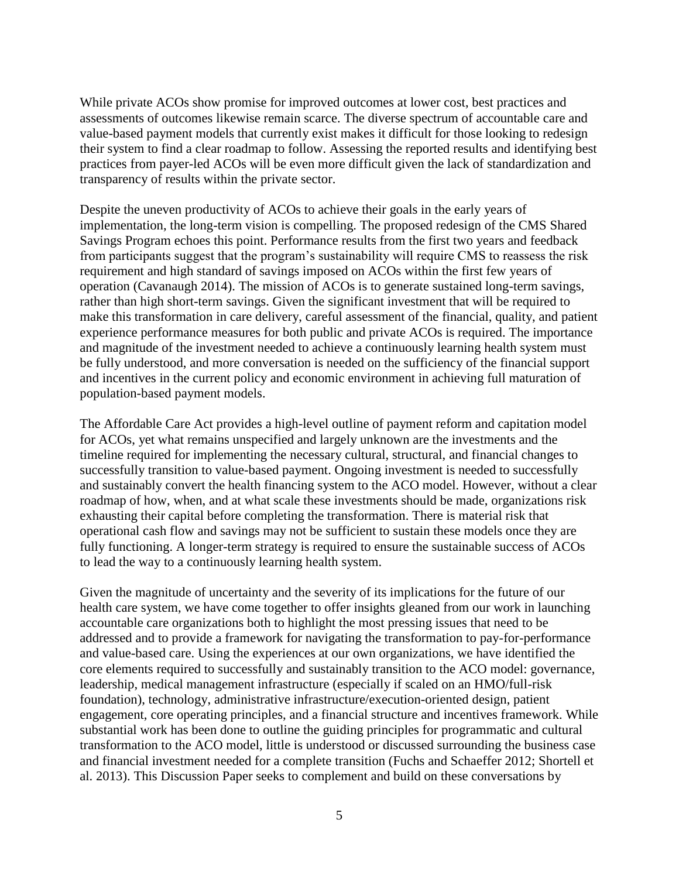While private ACOs show promise for improved outcomes at lower cost, best practices and assessments of outcomes likewise remain scarce. The diverse spectrum of accountable care and value-based payment models that currently exist makes it difficult for those looking to redesign their system to find a clear roadmap to follow. Assessing the reported results and identifying best practices from payer-led ACOs will be even more difficult given the lack of standardization and transparency of results within the private sector.

Despite the uneven productivity of ACOs to achieve their goals in the early years of implementation, the long-term vision is compelling. The proposed redesign of the CMS Shared Savings Program echoes this point. Performance results from the first two years and feedback from participants suggest that the program's sustainability will require CMS to reassess the risk requirement and high standard of savings imposed on ACOs within the first few years of operation (Cavanaugh 2014). The mission of ACOs is to generate sustained long-term savings, rather than high short-term savings. Given the significant investment that will be required to make this transformation in care delivery, careful assessment of the financial, quality, and patient experience performance measures for both public and private ACOs is required. The importance and magnitude of the investment needed to achieve a continuously learning health system must be fully understood, and more conversation is needed on the sufficiency of the financial support and incentives in the current policy and economic environment in achieving full maturation of population-based payment models.

The Affordable Care Act provides a high-level outline of payment reform and capitation model for ACOs, yet what remains unspecified and largely unknown are the investments and the timeline required for implementing the necessary cultural, structural, and financial changes to successfully transition to value-based payment. Ongoing investment is needed to successfully and sustainably convert the health financing system to the ACO model. However, without a clear roadmap of how, when, and at what scale these investments should be made, organizations risk exhausting their capital before completing the transformation. There is material risk that operational cash flow and savings may not be sufficient to sustain these models once they are fully functioning. A longer-term strategy is required to ensure the sustainable success of ACOs to lead the way to a continuously learning health system.

Given the magnitude of uncertainty and the severity of its implications for the future of our health care system, we have come together to offer insights gleaned from our work in launching accountable care organizations both to highlight the most pressing issues that need to be addressed and to provide a framework for navigating the transformation to pay-for-performance and value-based care. Using the experiences at our own organizations, we have identified the core elements required to successfully and sustainably transition to the ACO model: governance, leadership, medical management infrastructure (especially if scaled on an HMO/full-risk foundation), technology, administrative infrastructure/execution-oriented design, patient engagement, core operating principles, and a financial structure and incentives framework. While substantial work has been done to outline the guiding principles for programmatic and cultural transformation to the ACO model, little is understood or discussed surrounding the business case and financial investment needed for a complete transition (Fuchs and Schaeffer 2012; Shortell et al. 2013). This Discussion Paper seeks to complement and build on these conversations by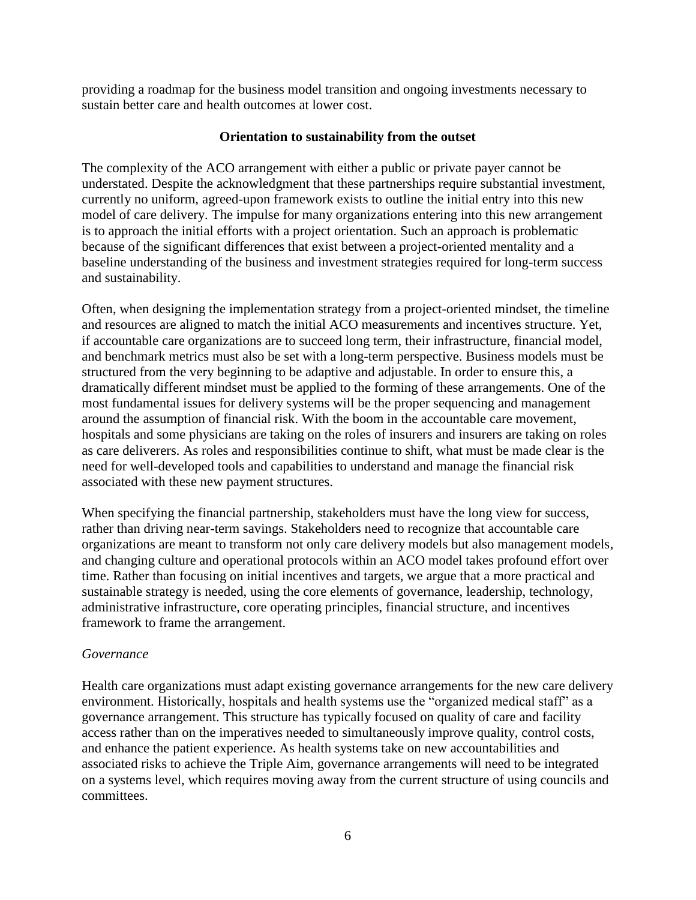providing a roadmap for the business model transition and ongoing investments necessary to sustain better care and health outcomes at lower cost.

## Orientation to sustainability from the outset

The complexity of the ACO arrangement with either a public or private payer cannot be understated. Despite the acknowledgment that these partnerships require substantial investment, currently no uniform, agreed-upon framework exists to outline the initial entry into this new model of care delivery. The impulse for many organizations entering into this new arrangement is to approach the initial efforts with a project orientation. Such an approach is problematic because of the significant differences that exist between a project-oriented mentality and a baseline understanding of the business and investment strategies required for long-term success and sustainability.

Often, when designing the implementation strategy from a project-oriented mindset, the timeline and resources are aligned to match the initial ACO measurements and incentives structure. Yet, if accountable care organizations are to succeed long term, their infrastructure, financial model, and benchmark metrics must also be set with a long-term perspective. Business models must be structured from the very beginning to be adaptive and adjustable. In order to ensure this, a dramatically different mindset must be applied to the forming of these arrangements. One of the most fundamental issues for delivery systems will be the proper sequencing and management around the assumption of financial risk. With the boom in the accountable care movement, hospitals and some physicians are taking on the roles of insurers and insurers are taking on roles as care deliverers. As roles and responsibilities continue to shift, what must be made clear is the need for well-developed tools and capabilities to understand and manage the financial risk associated with these new payment structures.

When specifying the financial partnership, stakeholders must have the long view for success, rather than driving near-term savings. Stakeholders need to recognize that accountable care organizations are meant to transform not only care delivery models but also management models, and changing culture and operational protocols within an ACO model takes profound effort over time. Rather than focusing on initial incentives and targets, we argue that a more practical and sustainable strategy is needed, using the core elements of governance, leadership, technology, administrative infrastructure, core operating principles, financial structure, and incentives framework to frame the arrangement.

### *Governance*

Health care organizations must adapt existing governance arrangements for the new care delivery environment. Historically, hospitals and health systems use the "organized medical staff" as a governance arrangement. This structure has typically focused on quality of care and facility access rather than on the imperatives needed to simultaneously improve quality, control costs, and enhance the patient experience. As health systems take on new accountabilities and associated risks to achieve the Triple Aim, governance arrangements will need to be integrated on a systems level, which requires moving away from the current structure of using councils and committees.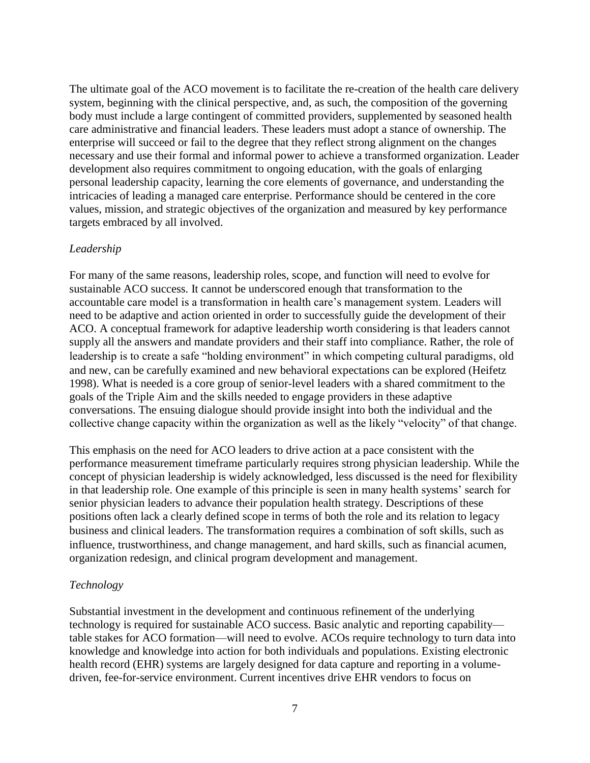The ultimate goal of the ACO movement is to facilitate the re-creation of the health care delivery system, beginning with the clinical perspective, and, as such, the composition of the governing body must include a large contingent of committed providers, supplemented by seasoned health care administrative and financial leaders. These leaders must adopt a stance of ownership. The enterprise will succeed or fail to the degree that they reflect strong alignment on the changes necessary and use their formal and informal power to achieve a transformed organization. Leader development also requires commitment to ongoing education, with the goals of enlarging personal leadership capacity, learning the core elements of governance, and understanding the intricacies of leading a managed care enterprise. Performance should be centered in the core values, mission, and strategic objectives of the organization and measured by key performance targets embraced by all involved.

*Leadership*

For many of the same reasons, leadership roles, scope, and function will need to evolve for sustainable ACO success. It cannot be underscored enough that transformation to the accountable care model is a transformation in health care's management system. Leaders will need to be adaptive and action oriented in order to successfully guide the development of their ACO. A conceptual framework for adaptive leadership worth considering is that leaders cannot supply all the answers and mandate providers and their staff into compliance. Rather, the role of leadership is to create a safe "holding environment" in which competing cultural paradigms, old and new, can be carefully examined and new behavioral expectations can be explored (Heifetz 1998). What is needed is a core group of senior-level leaders with a shared commitment to the goals of the Triple Aim and the skills needed to engage providers in these adaptive conversations. The ensuing dialogue should provide insight into both the individual and the collective change capacity within the organization as well as the likely "velocity" of that change.

This emphasis on the need for ACO leaders to drive action at a pace consistent with the performance measurement timeframe particularly requires strong physician leadership. While the concept of physician leadership is widely acknowledged, less discussed is the need for flexibility in that leadership role. One example of this principle is seen in many health systems' search for senior physician leaders to advance their population health strategy. Descriptions of these positions often lack a clearly defined scope in terms of both the role and its relation to legacy business and clinical leaders. The transformation requires a combination of soft skills, such as influence, trustworthiness, and change management, and hard skills, such as financial acumen, organization redesign, and clinical program development and management.

*Technology*

Substantial investment in the development and continuous refinement of the underlying technology is required for sustainable ACO success. Basic analytic and reporting capability—table stakes for ACO formation—will need to evolve. ACOs require technology to turn data into knowledge and knowledge into action for both individuals and populations. Existing electronic health record (EHR) systems are largely designed for data capture and reporting in a volume-driven, fee-for-service environment. Current incentives drive EHR vendors to focus on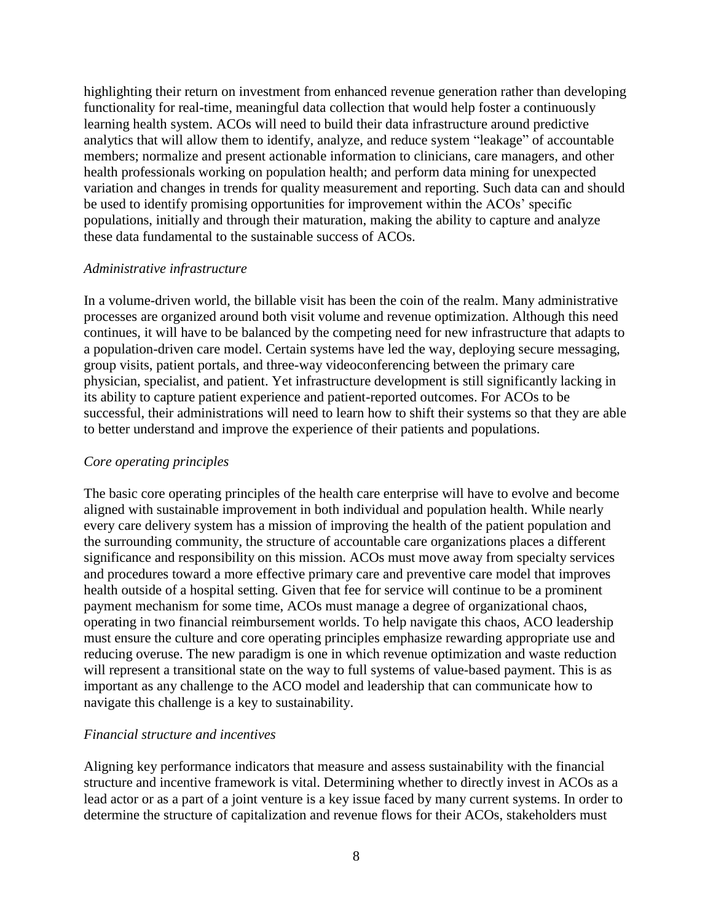highlighting their return on investment from enhanced revenue generation rather than developing functionality for real-time, meaningful data collection that would help foster a continuously learning health system. ACOs will need to build their data infrastructure around predictive analytics that will allow them to identify, analyze, and reduce system "leakage" of accountable members; normalize and present actionable information to clinicians, care managers, and other health professionals working on population health; and perform data mining for unexpected variation and changes in trends for quality measurement and reporting. Such data can and should be used to identify promising opportunities for improvement within the ACOs' specific populations, initially and through their maturation, making the ability to capture and analyze these data fundamental to the sustainable success of ACOs.

*Administrative infrastructure*

In a volume-driven world, the billable visit has been the coin of the realm. Many administrative processes are organized around both visit volume and revenue optimization. Although this need continues, it will have to be balanced by the competing need for new infrastructure that adapts to a population-driven care model. Certain systems have led the way, deploying secure messaging, group visits, patient portals, and three-way videoconferencing between the primary care physician, specialist, and patient. Yet infrastructure development is still significantly lacking in its ability to capture patient experience and patient-reported outcomes. For ACOs to be successful, their administrations will need to learn how to shift their systems so that they are able to better understand and improve the experience of their patients and populations.

*Core operating principles*

The basic core operating principles of the health care enterprise will have to evolve and become aligned with sustainable improvement in both individual and population health. While nearly every care delivery system has a mission of improving the health of the patient population and the surrounding community, the structure of accountable care organizations places a different significance and responsibility on this mission. ACOs must move away from specialty services and procedures toward a more effective primary care and preventive care model that improves health outside of a hospital setting. Given that fee for service will continue to be a prominent payment mechanism for some time, ACOs must manage a degree of organizational chaos, operating in two financial reimbursement worlds. To help navigate this chaos, ACO leadership must ensure the culture and core operating principles emphasize rewarding appropriate use and reducing overuse. The new paradigm is one in which revenue optimization and waste reduction will represent a transitional state on the way to full systems of value-based payment. This is as important as any challenge to the ACO model and leadership that can communicate how to navigate this challenge is a key to sustainability.

*Financial structure and incentives*

Aligning key performance indicators that measure and assess sustainability with the financial structure and incentive framework is vital. Determining whether to directly invest in ACOs as a lead actor or as a part of a joint venture is a key issue faced by many current systems. In order to determine the structure of capitalization and revenue flows for their ACOs, stakeholders must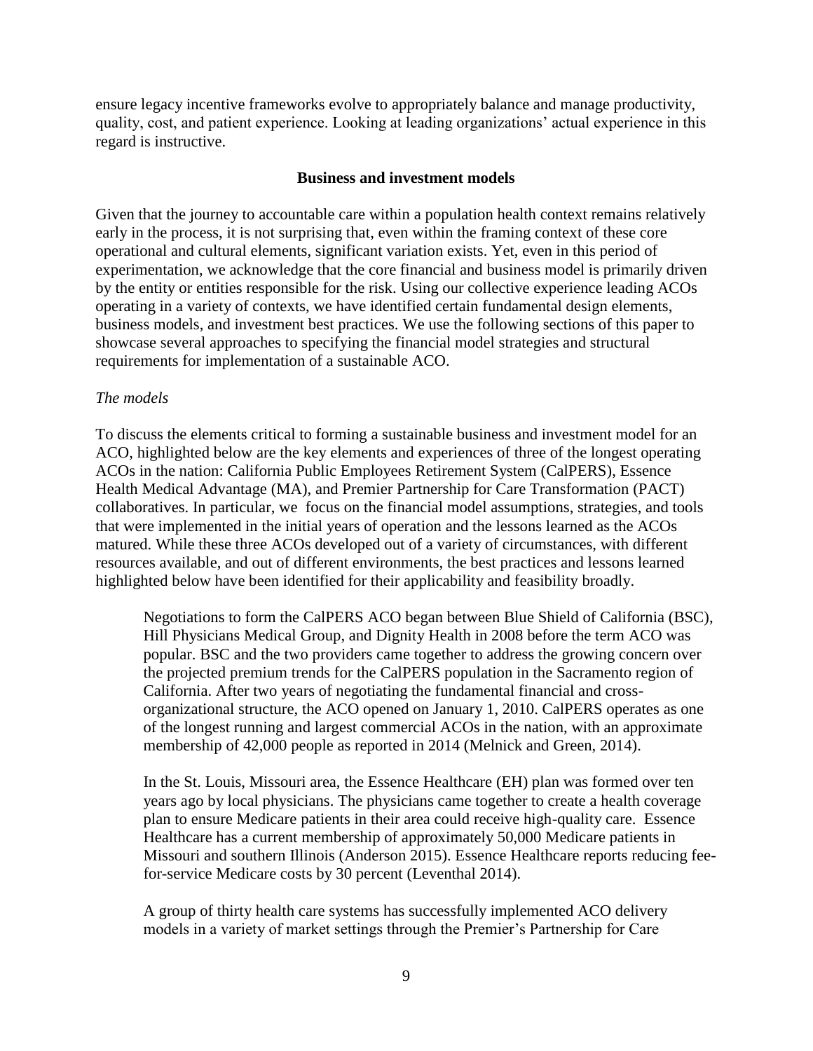ensure legacy incentive frameworks evolve to appropriately balance and manage productivity, quality, cost, and patient experience. Looking at leading organizations' actual experience in this regard is instructive.

## Business and investment models

Given that the journey to accountable care within a population health context remains relatively early in the process, it is not surprising that, even within the framing context of these core operational and cultural elements, significant variation exists. Yet, even in this period of experimentation, we acknowledge that the core financial and business model is primarily driven by the entity or entities responsible for the risk. Using our collective experience leading ACOs operating in a variety of contexts, we have identified certain fundamental design elements, business models, and investment best practices. We use the following sections of this paper to showcase several approaches to specifying the financial model strategies and structural requirements for implementation of a sustainable ACO.

### *The models*

To discuss the elements critical to forming a sustainable business and investment model for an ACO, highlighted below are the key elements and experiences of three of the longest operating ACOs in the nation: California Public Employees Retirement System (CalPERS), Essence Health Medical Advantage (MA), and Premier Partnership for Care Transformation (PACT) collaboratives. In particular, we focus on the financial model assumptions, strategies, and tools that were implemented in the initial years of operation and the lessons learned as the ACOs matured. While these three ACOs developed out of a variety of circumstances, with different resources available, and out of different environments, the best practices and lessons learned highlighted below have been identified for their applicability and feasibility broadly.

> Negotiations to form the CalPERS ACO began between Blue Shield of California (BSC), Hill Physicians Medical Group, and Dignity Health in 2008 before the term ACO was popular. BSC and the two providers came together to address the growing concern over the projected premium trends for the CalPERS population in the Sacramento region of California. After two years of negotiating the fundamental financial and cross-organizational structure, the ACO opened on January 1, 2010. CalPERS operates as one of the longest running and largest commercial ACOs in the nation, with an approximate membership of 42,000 people as reported in 2014 (Melnick and Green, 2014).
>
> In the St. Louis, Missouri area, the Essence Healthcare (EH) plan was formed over ten years ago by local physicians. The physicians came together to create a health coverage plan to ensure Medicare patients in their area could receive high-quality care. Essence Healthcare has a current membership of approximately 50,000 Medicare patients in Missouri and southern Illinois (Anderson 2015). Essence Healthcare reports reducing fee-for-service Medicare costs by 30 percent (Leventhal 2014).
>
> A group of thirty health care systems has successfully implemented ACO delivery models in a variety of market settings through the Premier's Partnership for Care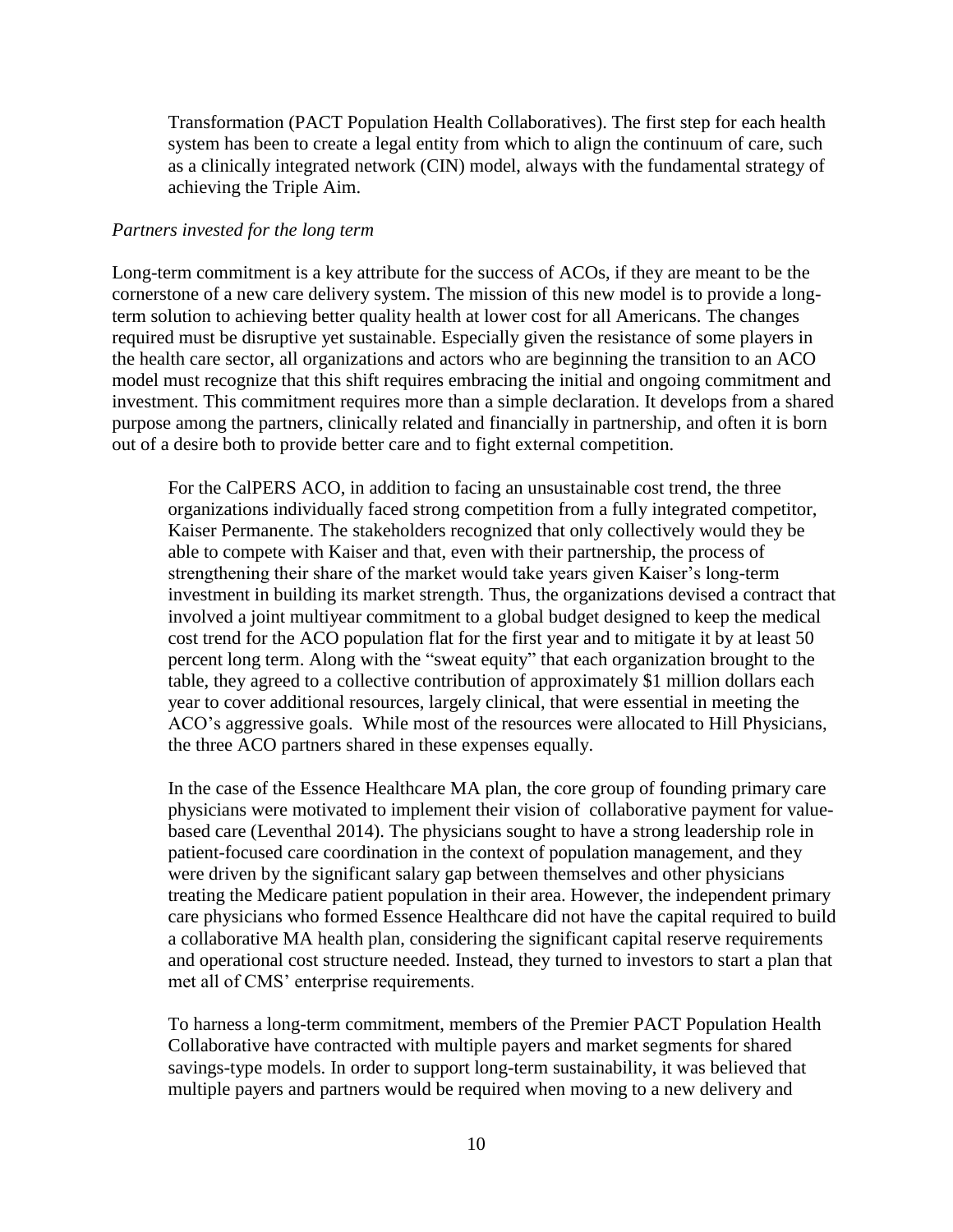Transformation (PACT Population Health Collaboratives). The first step for each health system has been to create a legal entity from which to align the continuum of care, such as a clinically integrated network (CIN) model, always with the fundamental strategy of achieving the Triple Aim.

*Partners invested for the long term*

Long-term commitment is a key attribute for the success of ACOs, if they are meant to be the cornerstone of a new care delivery system. The mission of this new model is to provide a long-term solution to achieving better quality health at lower cost for all Americans. The changes required must be disruptive yet sustainable. Especially given the resistance of some players in the health care sector, all organizations and actors who are beginning the transition to an ACO model must recognize that this shift requires embracing the initial and ongoing commitment and investment. This commitment requires more than a simple declaration. It develops from a shared purpose among the partners, clinically related and financially in partnership, and often it is born out of a desire both to provide better care and to fight external competition.

> For the CalPERS ACO, in addition to facing an unsustainable cost trend, the three organizations individually faced strong competition from a fully integrated competitor, Kaiser Permanente. The stakeholders recognized that only collectively would they be able to compete with Kaiser and that, even with their partnership, the process of strengthening their share of the market would take years given Kaiser's long-term investment in building its market strength. Thus, the organizations devised a contract that involved a joint multiyear commitment to a global budget designed to keep the medical cost trend for the ACO population flat for the first year and to mitigate it by at least 50 percent long term. Along with the "sweat equity" that each organization brought to the table, they agreed to a collective contribution of approximately $1 million dollars each year to cover additional resources, largely clinical, that were essential in meeting the ACO's aggressive goals. While most of the resources were allocated to Hill Physicians, the three ACO partners shared in these expenses equally.
>
> In the case of the Essence Healthcare MA plan, the core group of founding primary care physicians were motivated to implement their vision of collaborative payment for value-based care (Leventhal 2014). The physicians sought to have a strong leadership role in patient-focused care coordination in the context of population management, and they were driven by the significant salary gap between themselves and other physicians treating the Medicare patient population in their area. However, the independent primary care physicians who formed Essence Healthcare did not have the capital required to build a collaborative MA health plan, considering the significant capital reserve requirements and operational cost structure needed. Instead, they turned to investors to start a plan that met all of CMS' enterprise requirements.
>
> To harness a long-term commitment, members of the Premier PACT Population Health Collaborative have contracted with multiple payers and market segments for shared savings-type models. In order to support long-term sustainability, it was believed that multiple payers and partners would be required when moving to a new delivery and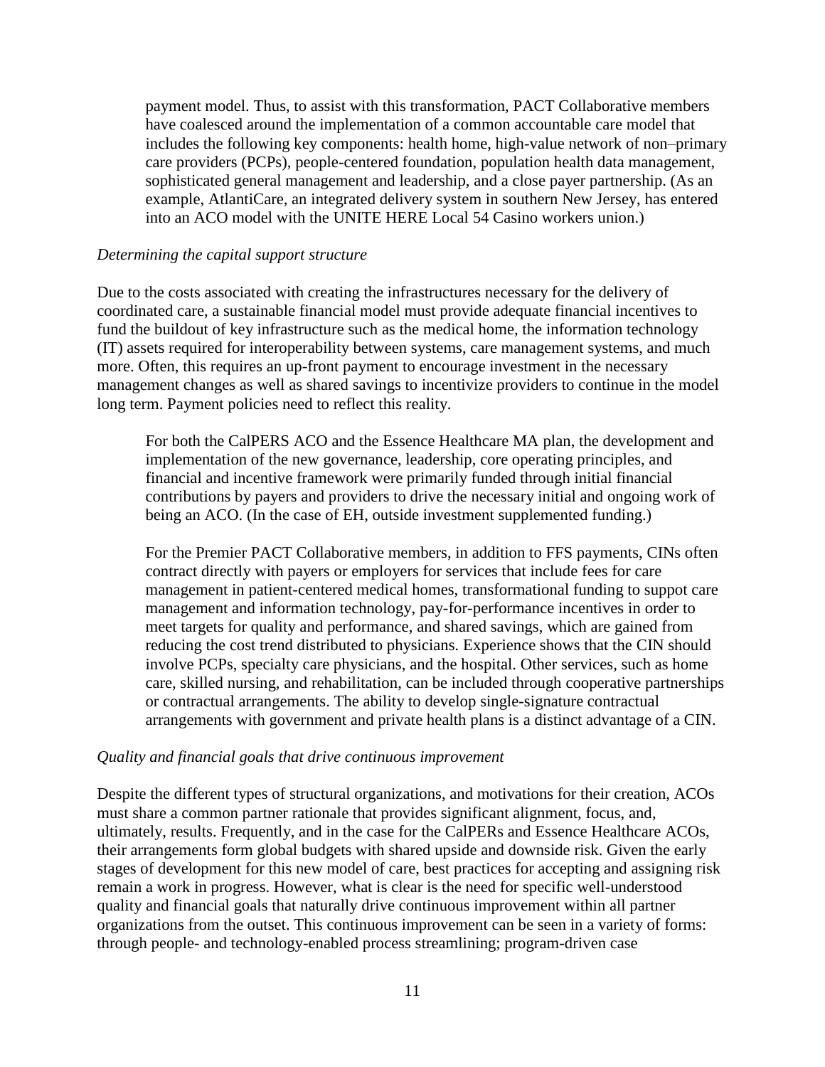payment model. Thus, to assist with this transformation, PACT Collaborative members have coalesced around the implementation of a common accountable care model that includes the following key components: health home, high-value network of non–primary care providers (PCPs), people-centered foundation, population health data management, sophisticated general management and leadership, and a close payer partnership. (As an example, AtlantiCare, an integrated delivery system in southern New Jersey, has entered into an ACO model with the UNITE HERE Local 54 Casino workers union.)

*Determining the capital support structure*

Due to the costs associated with creating the infrastructures necessary for the delivery of coordinated care, a sustainable financial model must provide adequate financial incentives to fund the buildout of key infrastructure such as the medical home, the information technology (IT) assets required for interoperability between systems, care management systems, and much more. Often, this requires an up-front payment to encourage investment in the necessary management changes as well as shared savings to incentivize providers to continue in the model long term. Payment policies need to reflect this reality.

> For both the CalPERS ACO and the Essence Healthcare MA plan, the development and implementation of the new governance, leadership, core operating principles, and financial and incentive framework were primarily funded through initial financial contributions by payers and providers to drive the necessary initial and ongoing work of being an ACO. (In the case of EH, outside investment supplemented funding.)
>
> For the Premier PACT Collaborative members, in addition to FFS payments, CINs often contract directly with payers or employers for services that include fees for care management in patient-centered medical homes, transformational funding to suppot care management and information technology, pay-for-performance incentives in order to meet targets for quality and performance, and shared savings, which are gained from reducing the cost trend distributed to physicians. Experience shows that the CIN should involve PCPs, specialty care physicians, and the hospital. Other services, such as home care, skilled nursing, and rehabilitation, can be included through cooperative partnerships or contractual arrangements. The ability to develop single-signature contractual arrangements with government and private health plans is a distinct advantage of a CIN.

*Quality and financial goals that drive continuous improvement*

Despite the different types of structural organizations, and motivations for their creation, ACOs must share a common partner rationale that provides significant alignment, focus, and, ultimately, results. Frequently, and in the case for the CalPERs and Essence Healthcare ACOs, their arrangements form global budgets with shared upside and downside risk. Given the early stages of development for this new model of care, best practices for accepting and assigning risk remain a work in progress. However, what is clear is the need for specific well-understood quality and financial goals that naturally drive continuous improvement within all partner organizations from the outset. This continuous improvement can be seen in a variety of forms: through people- and technology-enabled process streamlining; program-driven case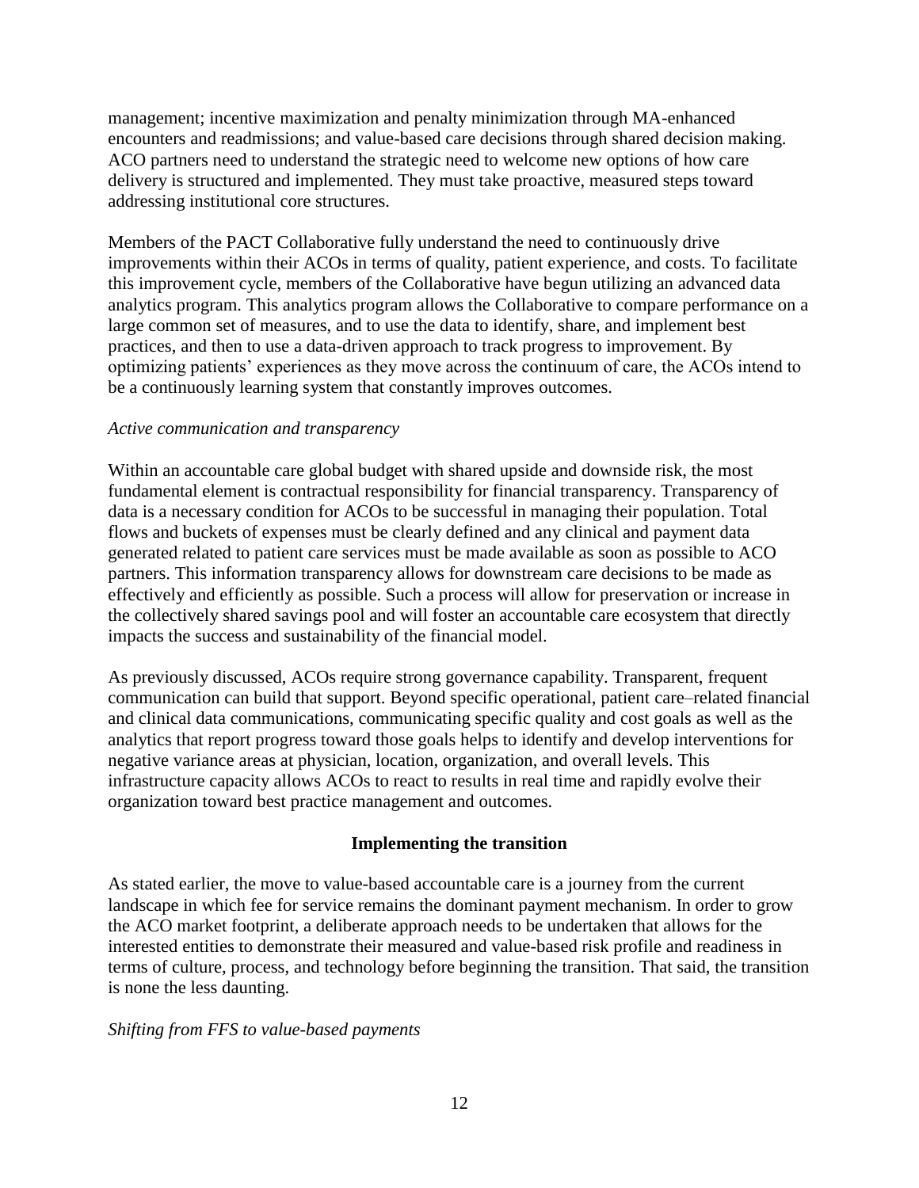management; incentive maximization and penalty minimization through MA-enhanced encounters and readmissions; and value-based care decisions through shared decision making. ACO partners need to understand the strategic need to welcome new options of how care delivery is structured and implemented. They must take proactive, measured steps toward addressing institutional core structures.

Members of the PACT Collaborative fully understand the need to continuously drive improvements within their ACOs in terms of quality, patient experience, and costs. To facilitate this improvement cycle, members of the Collaborative have begun utilizing an advanced data analytics program. This analytics program allows the Collaborative to compare performance on a large common set of measures, and to use the data to identify, share, and implement best practices, and then to use a data-driven approach to track progress to improvement. By optimizing patients' experiences as they move across the continuum of care, the ACOs intend to be a continuously learning system that constantly improves outcomes.

*Active communication and transparency*

Within an accountable care global budget with shared upside and downside risk, the most fundamental element is contractual responsibility for financial transparency. Transparency of data is a necessary condition for ACOs to be successful in managing their population. Total flows and buckets of expenses must be clearly defined and any clinical and payment data generated related to patient care services must be made available as soon as possible to ACO partners. This information transparency allows for downstream care decisions to be made as effectively and efficiently as possible. Such a process will allow for preservation or increase in the collectively shared savings pool and will foster an accountable care ecosystem that directly impacts the success and sustainability of the financial model.

As previously discussed, ACOs require strong governance capability. Transparent, frequent communication can build that support. Beyond specific operational, patient care–related financial and clinical data communications, communicating specific quality and cost goals as well as the analytics that report progress toward those goals helps to identify and develop interventions for negative variance areas at physician, location, organization, and overall levels. This infrastructure capacity allows ACOs to react to results in real time and rapidly evolve their organization toward best practice management and outcomes.

## Implementing the transition

As stated earlier, the move to value-based accountable care is a journey from the current landscape in which fee for service remains the dominant payment mechanism. In order to grow the ACO market footprint, a deliberate approach needs to be undertaken that allows for the interested entities to demonstrate their measured and value-based risk profile and readiness in terms of culture, process, and technology before beginning the transition. That said, the transition is none the less daunting.

*Shifting from FFS to value-based payments*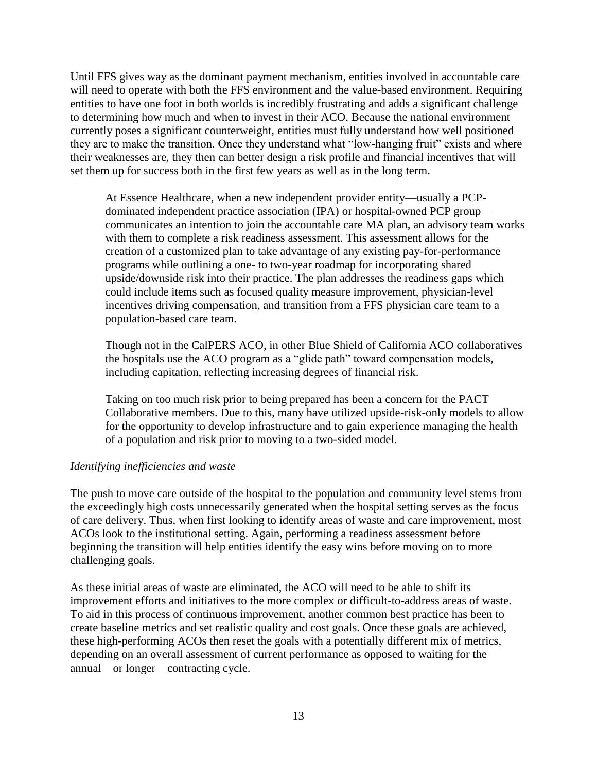Until FFS gives way as the dominant payment mechanism, entities involved in accountable care will need to operate with both the FFS environment and the value-based environment. Requiring entities to have one foot in both worlds is incredibly frustrating and adds a significant challenge to determining how much and when to invest in their ACO. Because the national environment currently poses a significant counterweight, entities must fully understand how well positioned they are to make the transition. Once they understand what "low-hanging fruit" exists and where their weaknesses are, they then can better design a risk profile and financial incentives that will set them up for success both in the first few years as well as in the long term.

> At Essence Healthcare, when a new independent provider entity—usually a PCP-dominated independent practice association (IPA) or hospital-owned PCP group—communicates an intention to join the accountable care MA plan, an advisory team works with them to complete a risk readiness assessment. This assessment allows for the creation of a customized plan to take advantage of any existing pay-for-performance programs while outlining a one- to two-year roadmap for incorporating shared upside/downside risk into their practice. The plan addresses the readiness gaps which could include items such as focused quality measure improvement, physician-level incentives driving compensation, and transition from a FFS physician care team to a population-based care team.
>
> Though not in the CalPERS ACO, in other Blue Shield of California ACO collaboratives the hospitals use the ACO program as a "glide path" toward compensation models, including capitation, reflecting increasing degrees of financial risk.
>
> Taking on too much risk prior to being prepared has been a concern for the PACT Collaborative members. Due to this, many have utilized upside-risk-only models to allow for the opportunity to develop infrastructure and to gain experience managing the health of a population and risk prior to moving to a two-sided model.

*Identifying inefficiencies and waste*

The push to move care outside of the hospital to the population and community level stems from the exceedingly high costs unnecessarily generated when the hospital setting serves as the focus of care delivery. Thus, when first looking to identify areas of waste and care improvement, most ACOs look to the institutional setting. Again, performing a readiness assessment before beginning the transition will help entities identify the easy wins before moving on to more challenging goals.

As these initial areas of waste are eliminated, the ACO will need to be able to shift its improvement efforts and initiatives to the more complex or difficult-to-address areas of waste. To aid in this process of continuous improvement, another common best practice has been to create baseline metrics and set realistic quality and cost goals. Once these goals are achieved, these high-performing ACOs then reset the goals with a potentially different mix of metrics, depending on an overall assessment of current performance as opposed to waiting for the annual—or longer—contracting cycle.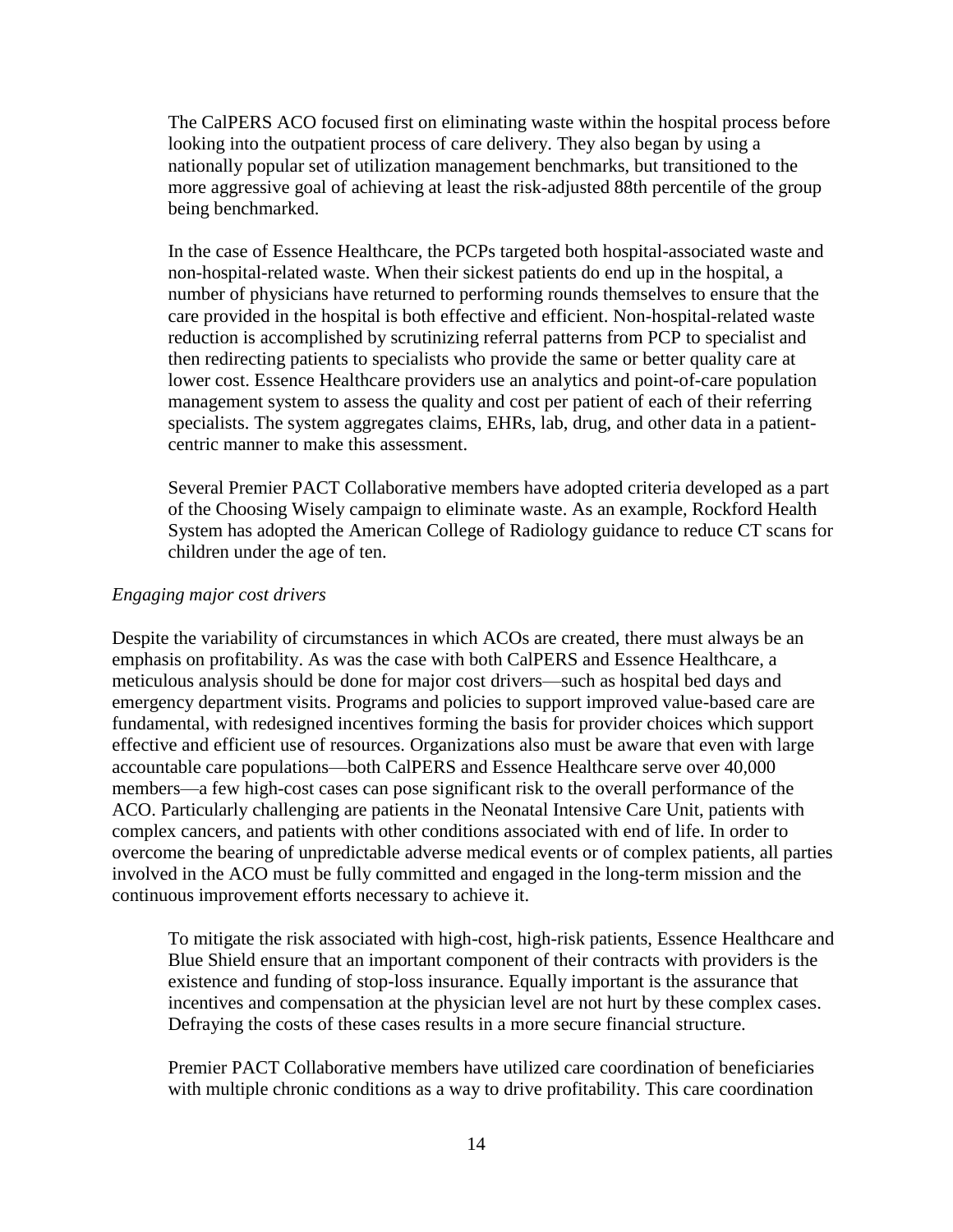The CalPERS ACO focused first on eliminating waste within the hospital process before looking into the outpatient process of care delivery. They also began by using a nationally popular set of utilization management benchmarks, but transitioned to the more aggressive goal of achieving at least the risk-adjusted 88th percentile of the group being benchmarked.

In the case of Essence Healthcare, the PCPs targeted both hospital-associated waste and non-hospital-related waste. When their sickest patients do end up in the hospital, a number of physicians have returned to performing rounds themselves to ensure that the care provided in the hospital is both effective and efficient. Non-hospital-related waste reduction is accomplished by scrutinizing referral patterns from PCP to specialist and then redirecting patients to specialists who provide the same or better quality care at lower cost. Essence Healthcare providers use an analytics and point-of-care population management system to assess the quality and cost per patient of each of their referring specialists. The system aggregates claims, EHRs, lab, drug, and other data in a patient-centric manner to make this assessment.

Several Premier PACT Collaborative members have adopted criteria developed as a part of the Choosing Wisely campaign to eliminate waste. As an example, Rockford Health System has adopted the American College of Radiology guidance to reduce CT scans for children under the age of ten.

*Engaging major cost drivers*

Despite the variability of circumstances in which ACOs are created, there must always be an emphasis on profitability. As was the case with both CalPERS and Essence Healthcare, a meticulous analysis should be done for major cost drivers—such as hospital bed days and emergency department visits. Programs and policies to support improved value-based care are fundamental, with redesigned incentives forming the basis for provider choices which support effective and efficient use of resources. Organizations also must be aware that even with large accountable care populations—both CalPERS and Essence Healthcare serve over 40,000 members—a few high-cost cases can pose significant risk to the overall performance of the ACO. Particularly challenging are patients in the Neonatal Intensive Care Unit, patients with complex cancers, and patients with other conditions associated with end of life. In order to overcome the bearing of unpredictable adverse medical events or of complex patients, all parties involved in the ACO must be fully committed and engaged in the long-term mission and the continuous improvement efforts necessary to achieve it.

To mitigate the risk associated with high-cost, high-risk patients, Essence Healthcare and Blue Shield ensure that an important component of their contracts with providers is the existence and funding of stop-loss insurance. Equally important is the assurance that incentives and compensation at the physician level are not hurt by these complex cases. Defraying the costs of these cases results in a more secure financial structure.

Premier PACT Collaborative members have utilized care coordination of beneficiaries with multiple chronic conditions as a way to drive profitability. This care coordination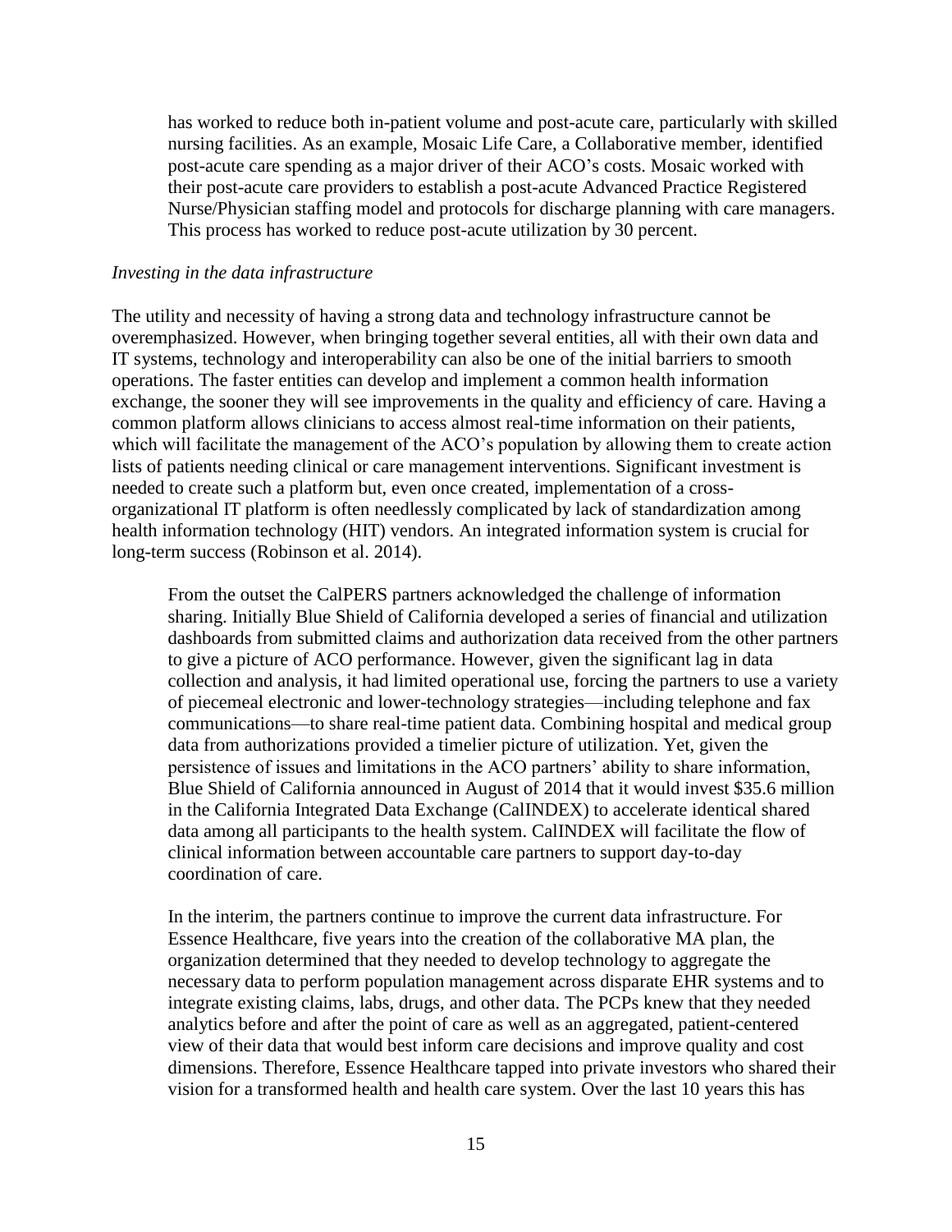has worked to reduce both in-patient volume and post-acute care, particularly with skilled nursing facilities. As an example, Mosaic Life Care, a Collaborative member, identified post-acute care spending as a major driver of their ACO's costs. Mosaic worked with their post-acute care providers to establish a post-acute Advanced Practice Registered Nurse/Physician staffing model and protocols for discharge planning with care managers. This process has worked to reduce post-acute utilization by 30 percent.

*Investing in the data infrastructure*

The utility and necessity of having a strong data and technology infrastructure cannot be overemphasized. However, when bringing together several entities, all with their own data and IT systems, technology and interoperability can also be one of the initial barriers to smooth operations. The faster entities can develop and implement a common health information exchange, the sooner they will see improvements in the quality and efficiency of care. Having a common platform allows clinicians to access almost real-time information on their patients, which will facilitate the management of the ACO's population by allowing them to create action lists of patients needing clinical or care management interventions. Significant investment is needed to create such a platform but, even once created, implementation of a cross-organizational IT platform is often needlessly complicated by lack of standardization among health information technology (HIT) vendors. An integrated information system is crucial for long-term success (Robinson et al. 2014).

> From the outset the CalPERS partners acknowledged the challenge of information sharing. Initially Blue Shield of California developed a series of financial and utilization dashboards from submitted claims and authorization data received from the other partners to give a picture of ACO performance. However, given the significant lag in data collection and analysis, it had limited operational use, forcing the partners to use a variety of piecemeal electronic and lower-technology strategies—including telephone and fax communications—to share real-time patient data. Combining hospital and medical group data from authorizations provided a timelier picture of utilization. Yet, given the persistence of issues and limitations in the ACO partners' ability to share information, Blue Shield of California announced in August of 2014 that it would invest $35.6 million in the California Integrated Data Exchange (CalINDEX) to accelerate identical shared data among all participants to the health system. CalINDEX will facilitate the flow of clinical information between accountable care partners to support day-to-day coordination of care.
>
> In the interim, the partners continue to improve the current data infrastructure. For Essence Healthcare, five years into the creation of the collaborative MA plan, the organization determined that they needed to develop technology to aggregate the necessary data to perform population management across disparate EHR systems and to integrate existing claims, labs, drugs, and other data. The PCPs knew that they needed analytics before and after the point of care as well as an aggregated, patient-centered view of their data that would best inform care decisions and improve quality and cost dimensions. Therefore, Essence Healthcare tapped into private investors who shared their vision for a transformed health and health care system. Over the last 10 years this has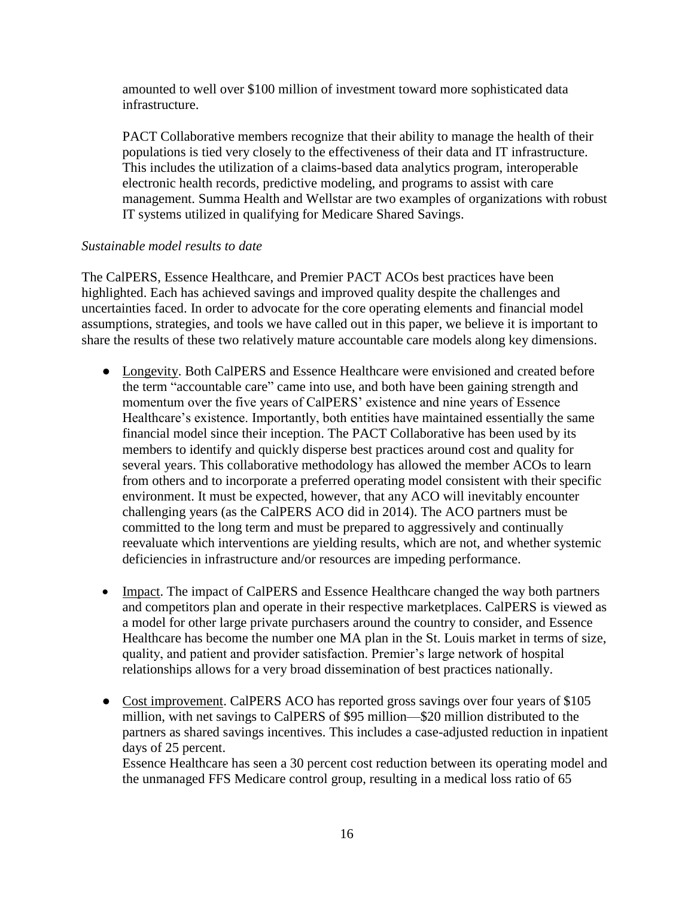amounted to well over $100 million of investment toward more sophisticated data infrastructure.

PACT Collaborative members recognize that their ability to manage the health of their populations is tied very closely to the effectiveness of their data and IT infrastructure. This includes the utilization of a claims-based data analytics program, interoperable electronic health records, predictive modeling, and programs to assist with care management. Summa Health and Wellstar are two examples of organizations with robust IT systems utilized in qualifying for Medicare Shared Savings.

*Sustainable model results to date*

The CalPERS, Essence Healthcare, and Premier PACT ACOs best practices have been highlighted. Each has achieved savings and improved quality despite the challenges and uncertainties faced. In order to advocate for the core operating elements and financial model assumptions, strategies, and tools we have called out in this paper, we believe it is important to share the results of these two relatively mature accountable care models along key dimensions.

- Longevity. Both CalPERS and Essence Healthcare were envisioned and created before the term "accountable care" came into use, and both have been gaining strength and momentum over the five years of CalPERS' existence and nine years of Essence Healthcare's existence. Importantly, both entities have maintained essentially the same financial model since their inception. The PACT Collaborative has been used by its members to identify and quickly disperse best practices around cost and quality for several years. This collaborative methodology has allowed the member ACOs to learn from others and to incorporate a preferred operating model consistent with their specific environment. It must be expected, however, that any ACO will inevitably encounter challenging years (as the CalPERS ACO did in 2014). The ACO partners must be committed to the long term and must be prepared to aggressively and continually reevaluate which interventions are yielding results, which are not, and whether systemic deficiencies in infrastructure and/or resources are impeding performance.

- Impact. The impact of CalPERS and Essence Healthcare changed the way both partners and competitors plan and operate in their respective marketplaces. CalPERS is viewed as a model for other large private purchasers around the country to consider, and Essence Healthcare has become the number one MA plan in the St. Louis market in terms of size, quality, and patient and provider satisfaction. Premier's large network of hospital relationships allows for a very broad dissemination of best practices nationally.

- Cost improvement. CalPERS ACO has reported gross savings over four years of $105 million, with net savings to CalPERS of $95 million—$20 million distributed to the partners as shared savings incentives. This includes a case-adjusted reduction in inpatient days of 25 percent.
  Essence Healthcare has seen a 30 percent cost reduction between its operating model and the unmanaged FFS Medicare control group, resulting in a medical loss ratio of 65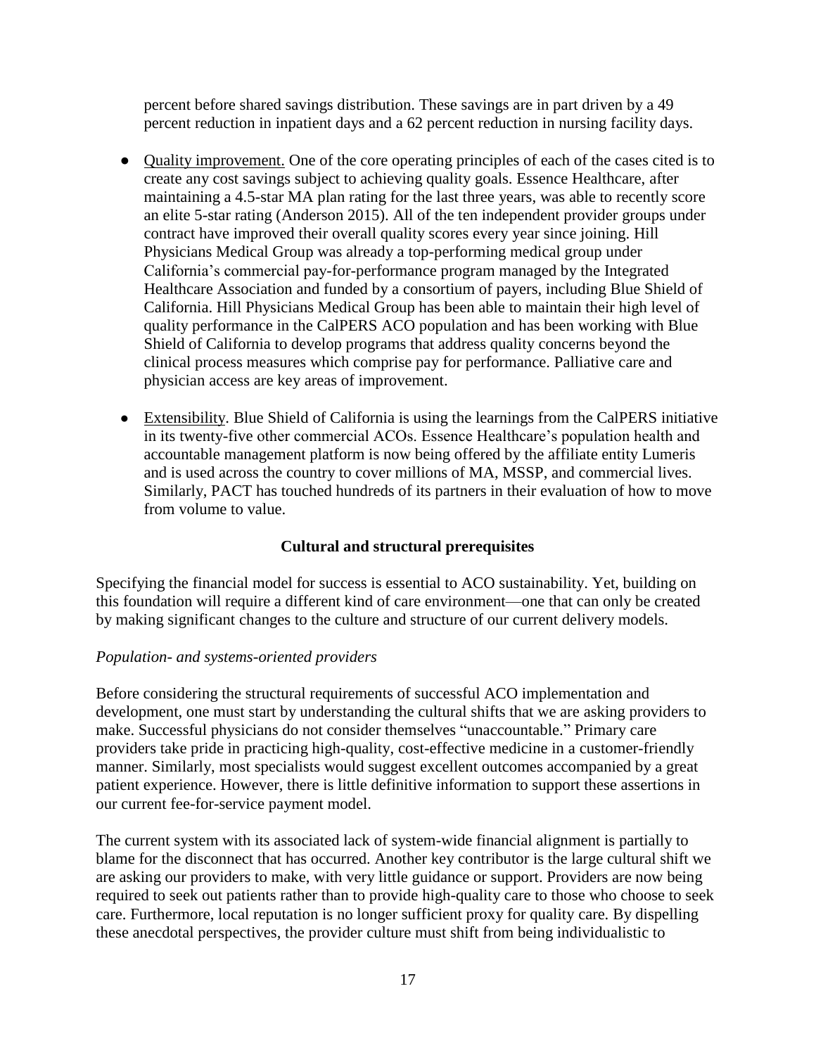percent before shared savings distribution. These savings are in part driven by a 49 percent reduction in inpatient days and a 62 percent reduction in nursing facility days.

- Quality improvement. One of the core operating principles of each of the cases cited is to create any cost savings subject to achieving quality goals. Essence Healthcare, after maintaining a 4.5-star MA plan rating for the last three years, was able to recently score an elite 5-star rating (Anderson 2015). All of the ten independent provider groups under contract have improved their overall quality scores every year since joining. Hill Physicians Medical Group was already a top-performing medical group under California's commercial pay-for-performance program managed by the Integrated Healthcare Association and funded by a consortium of payers, including Blue Shield of California. Hill Physicians Medical Group has been able to maintain their high level of quality performance in the CalPERS ACO population and has been working with Blue Shield of California to develop programs that address quality concerns beyond the clinical process measures which comprise pay for performance. Palliative care and physician access are key areas of improvement.

- Extensibility. Blue Shield of California is using the learnings from the CalPERS initiative in its twenty-five other commercial ACOs. Essence Healthcare's population health and accountable management platform is now being offered by the affiliate entity Lumeris and is used across the country to cover millions of MA, MSSP, and commercial lives. Similarly, PACT has touched hundreds of its partners in their evaluation of how to move from volume to value.

## Cultural and structural prerequisites

Specifying the financial model for success is essential to ACO sustainability. Yet, building on this foundation will require a different kind of care environment—one that can only be created by making significant changes to the culture and structure of our current delivery models.

### *Population- and systems-oriented providers*

Before considering the structural requirements of successful ACO implementation and development, one must start by understanding the cultural shifts that we are asking providers to make. Successful physicians do not consider themselves "unaccountable." Primary care providers take pride in practicing high-quality, cost-effective medicine in a customer-friendly manner. Similarly, most specialists would suggest excellent outcomes accompanied by a great patient experience. However, there is little definitive information to support these assertions in our current fee-for-service payment model.

The current system with its associated lack of system-wide financial alignment is partially to blame for the disconnect that has occurred. Another key contributor is the large cultural shift we are asking our providers to make, with very little guidance or support. Providers are now being required to seek out patients rather than to provide high-quality care to those who choose to seek care. Furthermore, local reputation is no longer sufficient proxy for quality care. By dispelling these anecdotal perspectives, the provider culture must shift from being individualistic to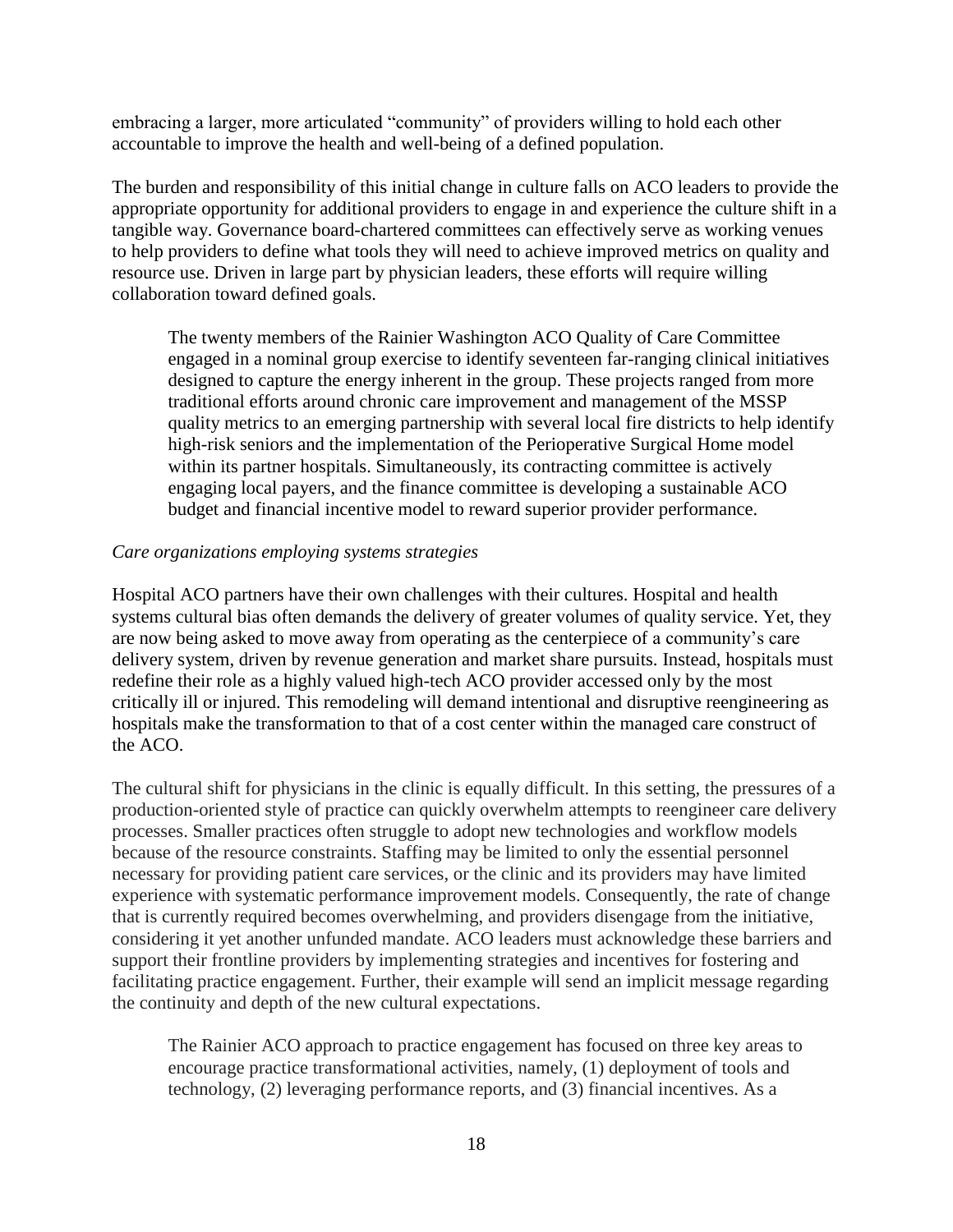embracing a larger, more articulated "community" of providers willing to hold each other accountable to improve the health and well-being of a defined population.

The burden and responsibility of this initial change in culture falls on ACO leaders to provide the appropriate opportunity for additional providers to engage in and experience the culture shift in a tangible way. Governance board-chartered committees can effectively serve as working venues to help providers to define what tools they will need to achieve improved metrics on quality and resource use. Driven in large part by physician leaders, these efforts will require willing collaboration toward defined goals.

> The twenty members of the Rainier Washington ACO Quality of Care Committee engaged in a nominal group exercise to identify seventeen far-ranging clinical initiatives designed to capture the energy inherent in the group. These projects ranged from more traditional efforts around chronic care improvement and management of the MSSP quality metrics to an emerging partnership with several local fire districts to help identify high-risk seniors and the implementation of the Perioperative Surgical Home model within its partner hospitals. Simultaneously, its contracting committee is actively engaging local payers, and the finance committee is developing a sustainable ACO budget and financial incentive model to reward superior provider performance.

*Care organizations employing systems strategies*

Hospital ACO partners have their own challenges with their cultures. Hospital and health systems cultural bias often demands the delivery of greater volumes of quality service. Yet, they are now being asked to move away from operating as the centerpiece of a community's care delivery system, driven by revenue generation and market share pursuits. Instead, hospitals must redefine their role as a highly valued high-tech ACO provider accessed only by the most critically ill or injured. This remodeling will demand intentional and disruptive reengineering as hospitals make the transformation to that of a cost center within the managed care construct of the ACO.

The cultural shift for physicians in the clinic is equally difficult. In this setting, the pressures of a production-oriented style of practice can quickly overwhelm attempts to reengineer care delivery processes. Smaller practices often struggle to adopt new technologies and workflow models because of the resource constraints. Staffing may be limited to only the essential personnel necessary for providing patient care services, or the clinic and its providers may have limited experience with systematic performance improvement models. Consequently, the rate of change that is currently required becomes overwhelming, and providers disengage from the initiative, considering it yet another unfunded mandate. ACO leaders must acknowledge these barriers and support their frontline providers by implementing strategies and incentives for fostering and facilitating practice engagement. Further, their example will send an implicit message regarding the continuity and depth of the new cultural expectations.

> The Rainier ACO approach to practice engagement has focused on three key areas to encourage practice transformational activities, namely, (1) deployment of tools and technology, (2) leveraging performance reports, and (3) financial incentives. As a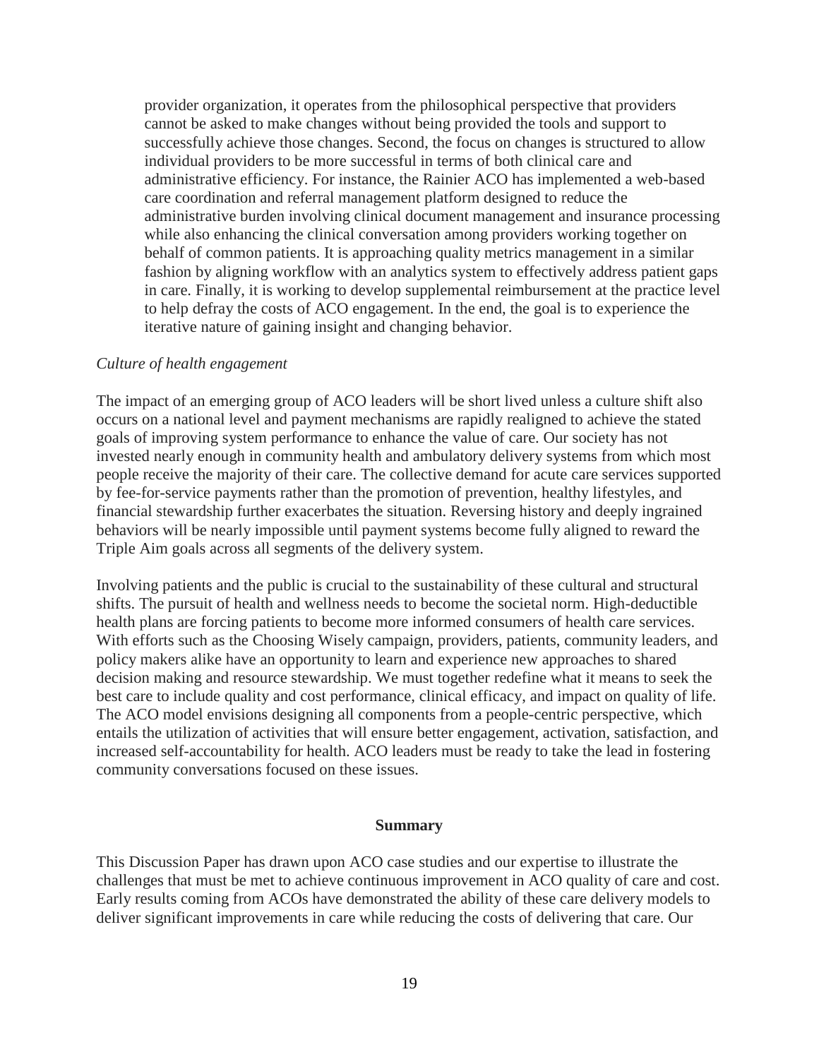provider organization, it operates from the philosophical perspective that providers cannot be asked to make changes without being provided the tools and support to successfully achieve those changes. Second, the focus on changes is structured to allow individual providers to be more successful in terms of both clinical care and administrative efficiency. For instance, the Rainier ACO has implemented a web-based care coordination and referral management platform designed to reduce the administrative burden involving clinical document management and insurance processing while also enhancing the clinical conversation among providers working together on behalf of common patients. It is approaching quality metrics management in a similar fashion by aligning workflow with an analytics system to effectively address patient gaps in care. Finally, it is working to develop supplemental reimbursement at the practice level to help defray the costs of ACO engagement. In the end, the goal is to experience the iterative nature of gaining insight and changing behavior.

*Culture of health engagement*

The impact of an emerging group of ACO leaders will be short lived unless a culture shift also occurs on a national level and payment mechanisms are rapidly realigned to achieve the stated goals of improving system performance to enhance the value of care. Our society has not invested nearly enough in community health and ambulatory delivery systems from which most people receive the majority of their care. The collective demand for acute care services supported by fee-for-service payments rather than the promotion of prevention, healthy lifestyles, and financial stewardship further exacerbates the situation. Reversing history and deeply ingrained behaviors will be nearly impossible until payment systems become fully aligned to reward the Triple Aim goals across all segments of the delivery system.

Involving patients and the public is crucial to the sustainability of these cultural and structural shifts. The pursuit of health and wellness needs to become the societal norm. High-deductible health plans are forcing patients to become more informed consumers of health care services. With efforts such as the Choosing Wisely campaign, providers, patients, community leaders, and policy makers alike have an opportunity to learn and experience new approaches to shared decision making and resource stewardship. We must together redefine what it means to seek the best care to include quality and cost performance, clinical efficacy, and impact on quality of life. The ACO model envisions designing all components from a people-centric perspective, which entails the utilization of activities that will ensure better engagement, activation, satisfaction, and increased self-accountability for health. ACO leaders must be ready to take the lead in fostering community conversations focused on these issues.

## Summary

This Discussion Paper has drawn upon ACO case studies and our expertise to illustrate the challenges that must be met to achieve continuous improvement in ACO quality of care and cost. Early results coming from ACOs have demonstrated the ability of these care delivery models to deliver significant improvements in care while reducing the costs of delivering that care. Our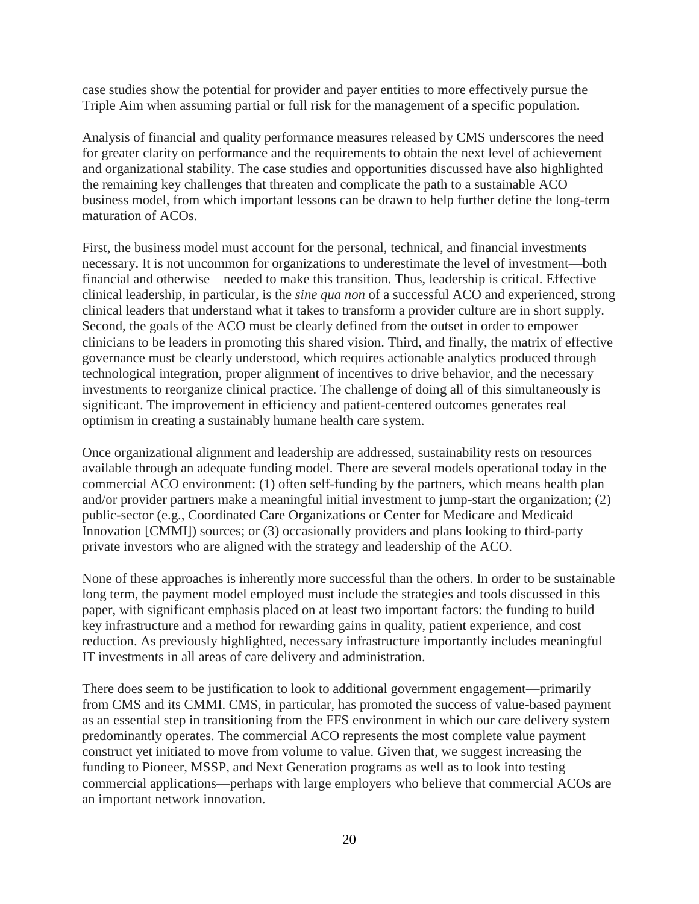case studies show the potential for provider and payer entities to more effectively pursue the Triple Aim when assuming partial or full risk for the management of a specific population.

Analysis of financial and quality performance measures released by CMS underscores the need for greater clarity on performance and the requirements to obtain the next level of achievement and organizational stability. The case studies and opportunities discussed have also highlighted the remaining key challenges that threaten and complicate the path to a sustainable ACO business model, from which important lessons can be drawn to help further define the long-term maturation of ACOs.

First, the business model must account for the personal, technical, and financial investments necessary. It is not uncommon for organizations to underestimate the level of investment—both financial and otherwise—needed to make this transition. Thus, leadership is critical. Effective clinical leadership, in particular, is the *sine qua non* of a successful ACO and experienced, strong clinical leaders that understand what it takes to transform a provider culture are in short supply. Second, the goals of the ACO must be clearly defined from the outset in order to empower clinicians to be leaders in promoting this shared vision. Third, and finally, the matrix of effective governance must be clearly understood, which requires actionable analytics produced through technological integration, proper alignment of incentives to drive behavior, and the necessary investments to reorganize clinical practice. The challenge of doing all of this simultaneously is significant. The improvement in efficiency and patient-centered outcomes generates real optimism in creating a sustainably humane health care system.

Once organizational alignment and leadership are addressed, sustainability rests on resources available through an adequate funding model. There are several models operational today in the commercial ACO environment: (1) often self-funding by the partners, which means health plan and/or provider partners make a meaningful initial investment to jump-start the organization; (2) public-sector (e.g., Coordinated Care Organizations or Center for Medicare and Medicaid Innovation [CMMI]) sources; or (3) occasionally providers and plans looking to third-party private investors who are aligned with the strategy and leadership of the ACO.

None of these approaches is inherently more successful than the others. In order to be sustainable long term, the payment model employed must include the strategies and tools discussed in this paper, with significant emphasis placed on at least two important factors: the funding to build key infrastructure and a method for rewarding gains in quality, patient experience, and cost reduction. As previously highlighted, necessary infrastructure importantly includes meaningful IT investments in all areas of care delivery and administration.

There does seem to be justification to look to additional government engagement—primarily from CMS and its CMMI. CMS, in particular, has promoted the success of value-based payment as an essential step in transitioning from the FFS environment in which our care delivery system predominantly operates. The commercial ACO represents the most complete value payment construct yet initiated to move from volume to value. Given that, we suggest increasing the funding to Pioneer, MSSP, and Next Generation programs as well as to look into testing commercial applications—perhaps with large employers who believe that commercial ACOs are an important network innovation.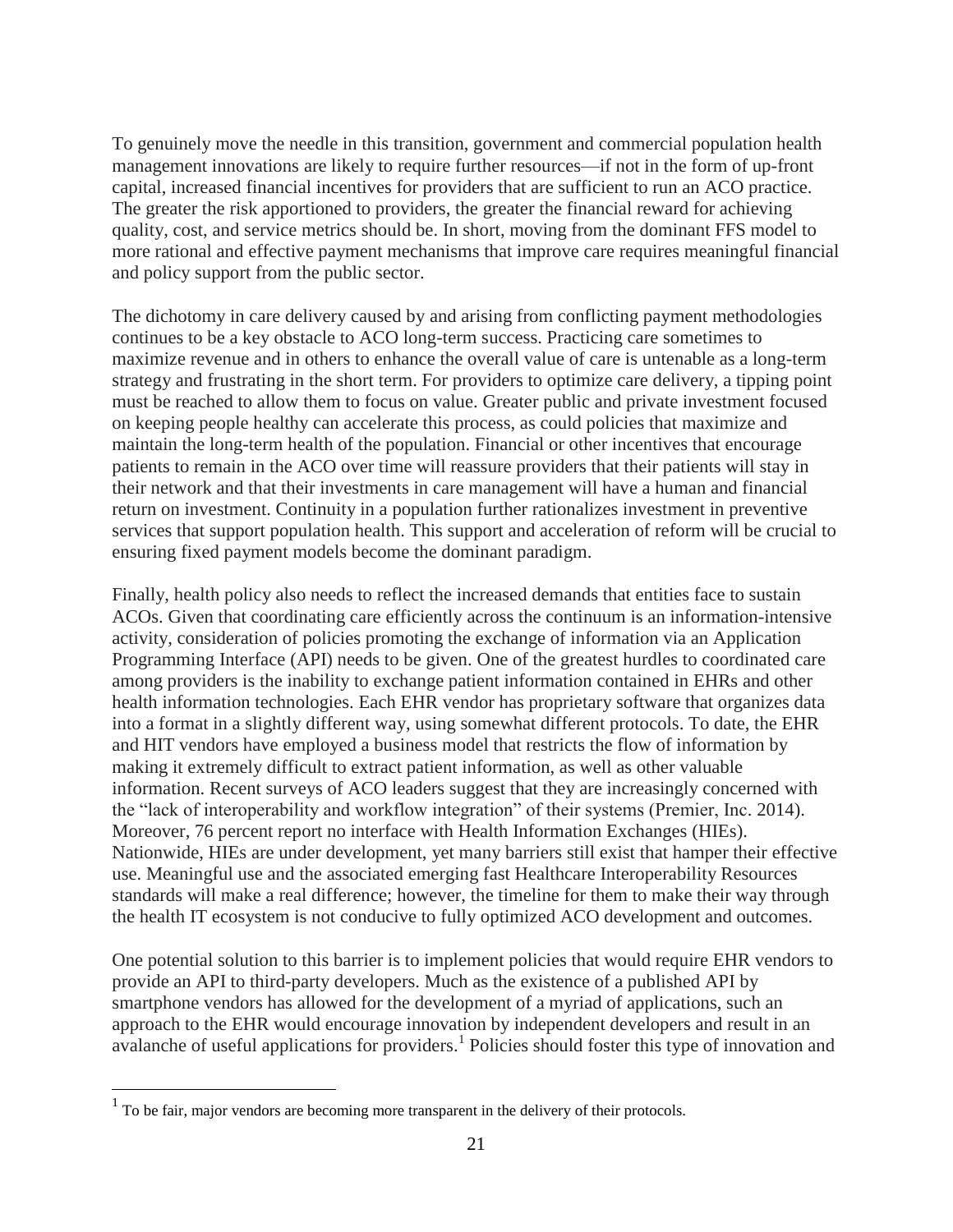To genuinely move the needle in this transition, government and commercial population health management innovations are likely to require further resources—if not in the form of up-front capital, increased financial incentives for providers that are sufficient to run an ACO practice. The greater the risk apportioned to providers, the greater the financial reward for achieving quality, cost, and service metrics should be. In short, moving from the dominant FFS model to more rational and effective payment mechanisms that improve care requires meaningful financial and policy support from the public sector.

The dichotomy in care delivery caused by and arising from conflicting payment methodologies continues to be a key obstacle to ACO long-term success. Practicing care sometimes to maximize revenue and in others to enhance the overall value of care is untenable as a long-term strategy and frustrating in the short term. For providers to optimize care delivery, a tipping point must be reached to allow them to focus on value. Greater public and private investment focused on keeping people healthy can accelerate this process, as could policies that maximize and maintain the long-term health of the population. Financial or other incentives that encourage patients to remain in the ACO over time will reassure providers that their patients will stay in their network and that their investments in care management will have a human and financial return on investment. Continuity in a population further rationalizes investment in preventive services that support population health. This support and acceleration of reform will be crucial to ensuring fixed payment models become the dominant paradigm.

Finally, health policy also needs to reflect the increased demands that entities face to sustain ACOs. Given that coordinating care efficiently across the continuum is an information-intensive activity, consideration of policies promoting the exchange of information via an Application Programming Interface (API) needs to be given. One of the greatest hurdles to coordinated care among providers is the inability to exchange patient information contained in EHRs and other health information technologies. Each EHR vendor has proprietary software that organizes data into a format in a slightly different way, using somewhat different protocols. To date, the EHR and HIT vendors have employed a business model that restricts the flow of information by making it extremely difficult to extract patient information, as well as other valuable information. Recent surveys of ACO leaders suggest that they are increasingly concerned with the "lack of interoperability and workflow integration" of their systems (Premier, Inc. 2014). Moreover, 76 percent report no interface with Health Information Exchanges (HIEs). Nationwide, HIEs are under development, yet many barriers still exist that hamper their effective use. Meaningful use and the associated emerging fast Healthcare Interoperability Resources standards will make a real difference; however, the timeline for them to make their way through the health IT ecosystem is not conducive to fully optimized ACO development and outcomes.

One potential solution to this barrier is to implement policies that would require EHR vendors to provide an API to third-party developers. Much as the existence of a published API by smartphone vendors has allowed for the development of a myriad of applications, such an approach to the EHR would encourage innovation by independent developers and result in an avalanche of useful applications for providers.[1] Policies should foster this type of innovation and

[1] To be fair, major vendors are becoming more transparent in the delivery of their protocols.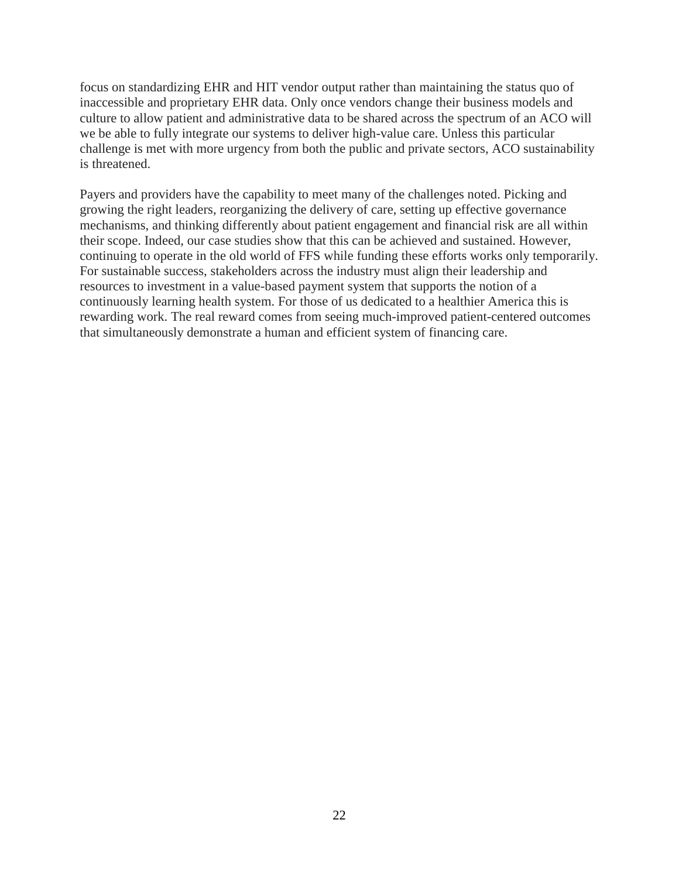focus on standardizing EHR and HIT vendor output rather than maintaining the status quo of inaccessible and proprietary EHR data. Only once vendors change their business models and culture to allow patient and administrative data to be shared across the spectrum of an ACO will we be able to fully integrate our systems to deliver high-value care. Unless this particular challenge is met with more urgency from both the public and private sectors, ACO sustainability is threatened.

Payers and providers have the capability to meet many of the challenges noted. Picking and growing the right leaders, reorganizing the delivery of care, setting up effective governance mechanisms, and thinking differently about patient engagement and financial risk are all within their scope. Indeed, our case studies show that this can be achieved and sustained. However, continuing to operate in the old world of FFS while funding these efforts works only temporarily. For sustainable success, stakeholders across the industry must align their leadership and resources to investment in a value-based payment system that supports the notion of a continuously learning health system. For those of us dedicated to a healthier America this is rewarding work. The real reward comes from seeing much-improved patient-centered outcomes that simultaneously demonstrate a human and efficient system of financing care.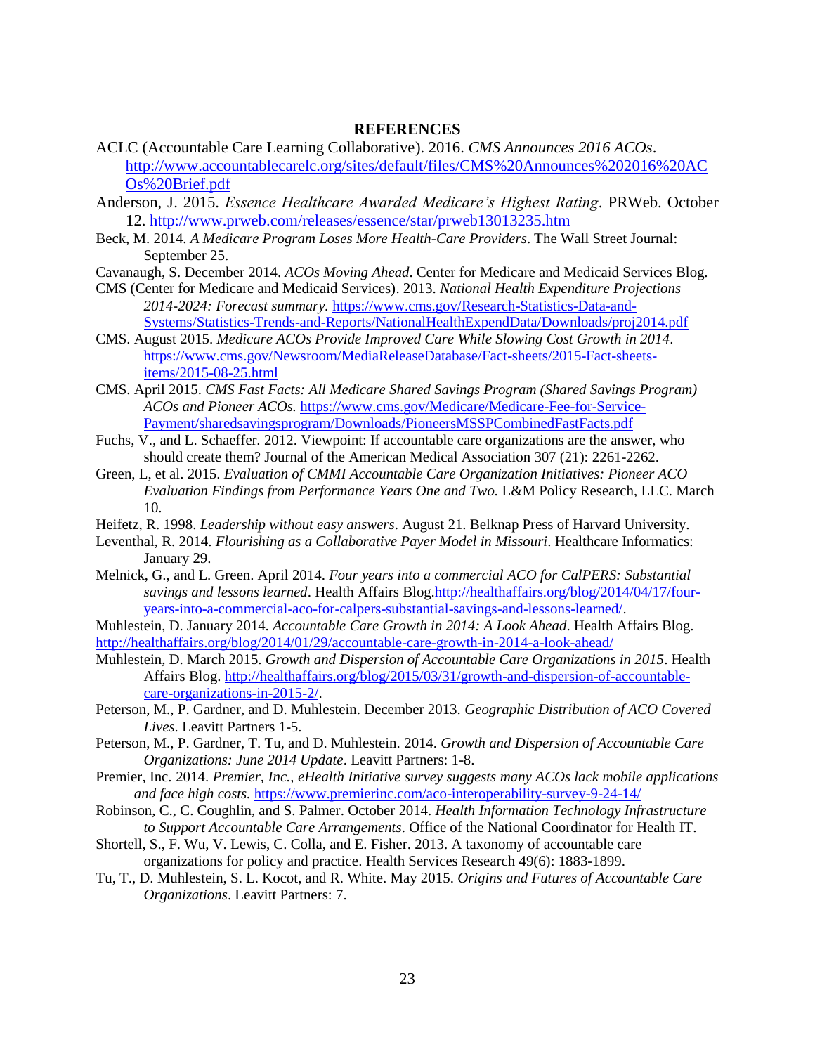## REFERENCES

ACLC (Accountable Care Learning Collaborative). 2016. *CMS Announces 2016 ACOs*. http://www.accountablecarelc.org/sites/default/files/CMS%20Announces%202016%20ACOs%20Brief.pdf

Anderson, J. 2015. *Essence Healthcare Awarded Medicare's Highest Rating*. PRWeb. October 12. http://www.prweb.com/releases/essence/star/prweb13013235.htm

Beck, M. 2014. *A Medicare Program Loses More Health-Care Providers*. The Wall Street Journal: September 25.

Cavanaugh, S. December 2014. *ACOs Moving Ahead*. Center for Medicare and Medicaid Services Blog.

CMS (Center for Medicare and Medicaid Services). 2013. *National Health Expenditure Projections 2014-2024: Forecast summary.* https://www.cms.gov/Research-Statistics-Data-and-Systems/Statistics-Trends-and-Reports/NationalHealthExpendData/Downloads/proj2014.pdf

CMS. August 2015. *Medicare ACOs Provide Improved Care While Slowing Cost Growth in 2014*. https://www.cms.gov/Newsroom/MediaReleaseDatabase/Fact-sheets/2015-Fact-sheets-items/2015-08-25.html

CMS. April 2015. *CMS Fast Facts: All Medicare Shared Savings Program (Shared Savings Program) ACOs and Pioneer ACOs.* https://www.cms.gov/Medicare/Medicare-Fee-for-Service-Payment/sharedsavingsprogram/Downloads/PioneersMSSPCombinedFastFacts.pdf

Fuchs, V., and L. Schaeffer. 2012. Viewpoint: If accountable care organizations are the answer, who should create them? Journal of the American Medical Association 307 (21): 2261-2262.

Green, L, et al. 2015. *Evaluation of CMMI Accountable Care Organization Initiatives: Pioneer ACO Evaluation Findings from Performance Years One and Two.* L&M Policy Research, LLC. March 10.

Heifetz, R. 1998. *Leadership without easy answers*. August 21. Belknap Press of Harvard University.

Leventhal, R. 2014. *Flourishing as a Collaborative Payer Model in Missouri*. Healthcare Informatics: January 29.

Melnick, G., and L. Green. April 2014. *Four years into a commercial ACO for CalPERS: Substantial savings and lessons learned*. Health Affairs Blog.http://healthaffairs.org/blog/2014/04/17/four-years-into-a-commercial-aco-for-calpers-substantial-savings-and-lessons-learned/.

Muhlestein, D. January 2014. *Accountable Care Growth in 2014: A Look Ahead*. Health Affairs Blog. http://healthaffairs.org/blog/2014/01/29/accountable-care-growth-in-2014-a-look-ahead/

Muhlestein, D. March 2015. *Growth and Dispersion of Accountable Care Organizations in 2015*. Health Affairs Blog. http://healthaffairs.org/blog/2015/03/31/growth-and-dispersion-of-accountable-care-organizations-in-2015-2/.

Peterson, M., P. Gardner, and D. Muhlestein. December 2013. *Geographic Distribution of ACO Covered Lives*. Leavitt Partners 1-5.

Peterson, M., P. Gardner, T. Tu, and D. Muhlestein. 2014. *Growth and Dispersion of Accountable Care Organizations: June 2014 Update*. Leavitt Partners: 1-8.

Premier, Inc. 2014. *Premier, Inc., eHealth Initiative survey suggests many ACOs lack mobile applications and face high costs.* https://www.premierinc.com/aco-interoperability-survey-9-24-14/

Robinson, C., C. Coughlin, and S. Palmer. October 2014. *Health Information Technology Infrastructure to Support Accountable Care Arrangements*. Office of the National Coordinator for Health IT.

Shortell, S., F. Wu, V. Lewis, C. Colla, and E. Fisher. 2013. A taxonomy of accountable care organizations for policy and practice. Health Services Research 49(6): 1883-1899.

Tu, T., D. Muhlestein, S. L. Kocot, and R. White. May 2015. *Origins and Futures of Accountable Care Organizations*. Leavitt Partners: 7.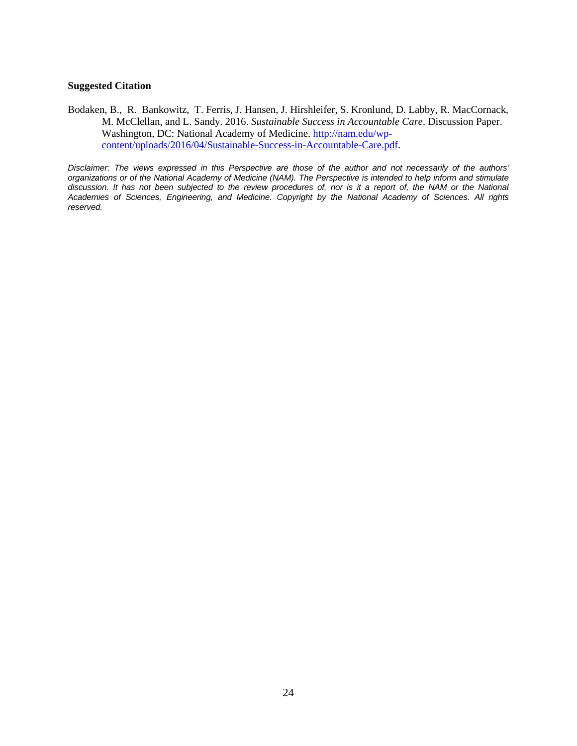**Suggested Citation**

Bodaken, B., R. Bankowitz, T. Ferris, J. Hansen, J. Hirshleifer, S. Kronlund, D. Labby, R. MacCornack, M. McClellan, and L. Sandy. 2016. *Sustainable Success in Accountable Care*. Discussion Paper. Washington, DC: National Academy of Medicine. [http://nam.edu/wp-content/uploads/2016/04/Sustainable-Success-in-Accountable-Care.pdf](http://nam.edu/wp-content/uploads/2016/04/Sustainable-Success-in-Accountable-Care.pdf).

*Disclaimer: The views expressed in this Perspective are those of the author and not necessarily of the authors' organizations or of the National Academy of Medicine (NAM). The Perspective is intended to help inform and stimulate discussion. It has not been subjected to the review procedures of, nor is it a report of, the NAM or the National Academies of Sciences, Engineering, and Medicine. Copyright by the National Academy of Sciences. All rights reserved.*